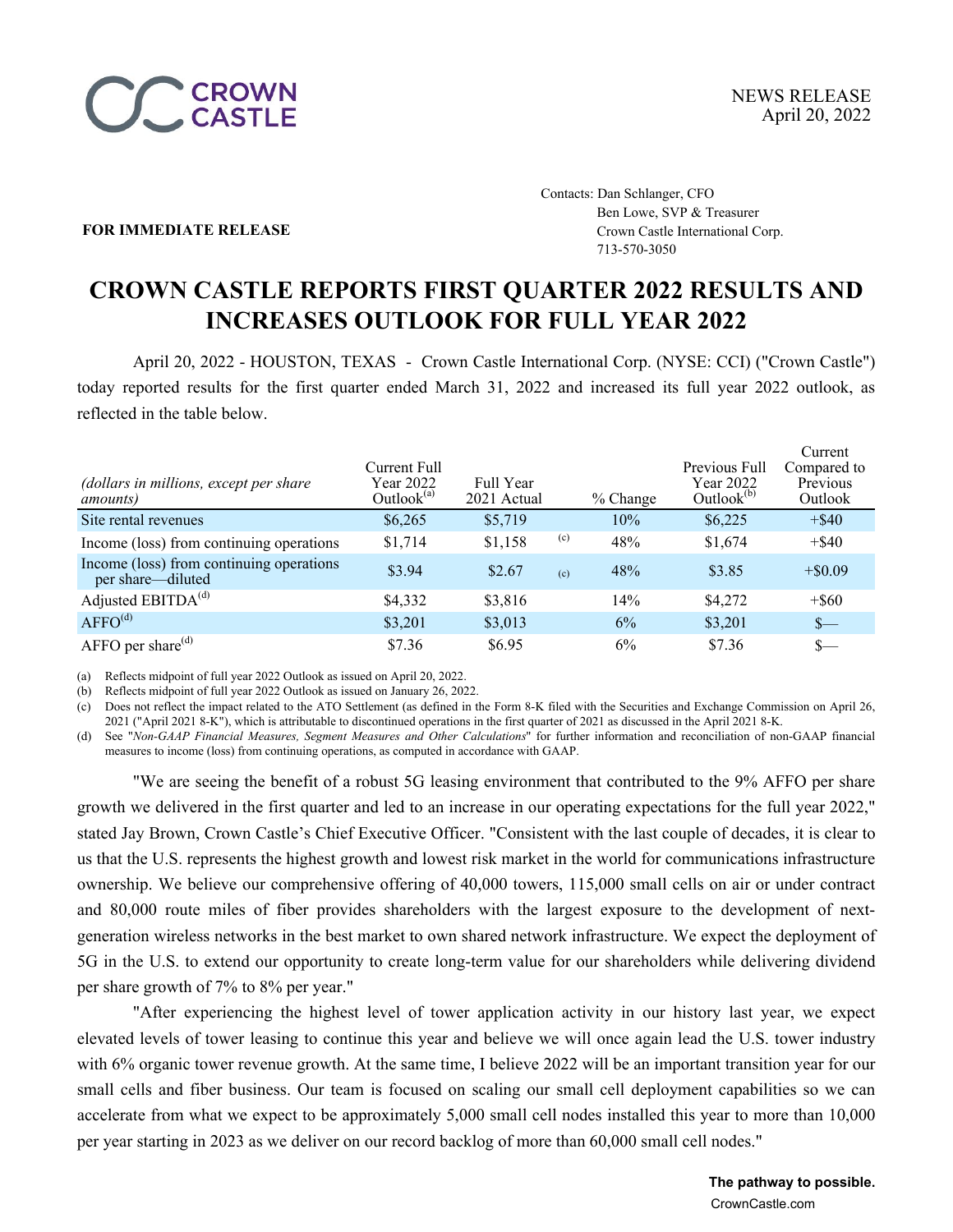NEWS RELEASE
April 20, 2022

**FOR IMMEDIATE RELEASE**

Contacts: Dan Schlanger, CFO
Ben Lowe, SVP & Treasurer
Crown Castle International Corp.
713-570-3050

# CROWN CASTLE REPORTS FIRST QUARTER 2022 RESULTS AND INCREASES OUTLOOK FOR FULL YEAR 2022

April 20, 2022 - HOUSTON, TEXAS - Crown Castle International Corp. (NYSE: CCI) ("Crown Castle") today reported results for the first quarter ended March 31, 2022 and increased its full year 2022 outlook, as reflected in the table below.

| *(dollars in millions, except per share amounts)* | Current Full Year 2022 Outlook[(a)] | Full Year 2021 Actual | | % Change | Previous Full Year 2022 Outlook[(b)] | Current Compared to Previous Outlook |
|---|---|---|---|---|---|---|
| Site rental revenues | $6,265 | $5,719 | | 10% | $6,225 | +$40 |
| Income (loss) from continuing operations | $1,714 | $1,158 | (c) | 48% | $1,674 | +$40 |
| Income (loss) from continuing operations per share—diluted | $3.94 | $2.67 | (c) | 48% | $3.85 | +$0.09 |
| Adjusted EBITDA[(d)] | $4,332 | $3,816 | | 14% | $4,272 | +$60 |
| AFFO[(d)] | $3,201 | $3,013 | | 6% | $3,201 | $— |
| AFFO per share[(d)] | $7.36 | $6.95 | | 6% | $7.36 | $— |

(a) Reflects midpoint of full year 2022 Outlook as issued on April 20, 2022.
(b) Reflects midpoint of full year 2022 Outlook as issued on January 26, 2022.
(c) Does not reflect the impact related to the ATO Settlement (as defined in the Form 8-K filed with the Securities and Exchange Commission on April 26, 2021 ("April 2021 8-K"), which is attributable to discontinued operations in the first quarter of 2021 as discussed in the April 2021 8-K.
(d) See "*Non-GAAP Financial Measures, Segment Measures and Other Calculations*" for further information and reconciliation of non-GAAP financial measures to income (loss) from continuing operations, as computed in accordance with GAAP.

"We are seeing the benefit of a robust 5G leasing environment that contributed to the 9% AFFO per share growth we delivered in the first quarter and led to an increase in our operating expectations for the full year 2022," stated Jay Brown, Crown Castle's Chief Executive Officer. "Consistent with the last couple of decades, it is clear to us that the U.S. represents the highest growth and lowest risk market in the world for communications infrastructure ownership. We believe our comprehensive offering of 40,000 towers, 115,000 small cells on air or under contract and 80,000 route miles of fiber provides shareholders with the largest exposure to the development of next-generation wireless networks in the best market to own shared network infrastructure. We expect the deployment of 5G in the U.S. to extend our opportunity to create long-term value for our shareholders while delivering dividend per share growth of 7% to 8% per year."

"After experiencing the highest level of tower application activity in our history last year, we expect elevated levels of tower leasing to continue this year and believe we will once again lead the U.S. tower industry with 6% organic tower revenue growth. At the same time, I believe 2022 will be an important transition year for our small cells and fiber business. Our team is focused on scaling our small cell deployment capabilities so we can accelerate from what we expect to be approximately 5,000 small cell nodes installed this year to more than 10,000 per year starting in 2023 as we deliver on our record backlog of more than 60,000 small cell nodes."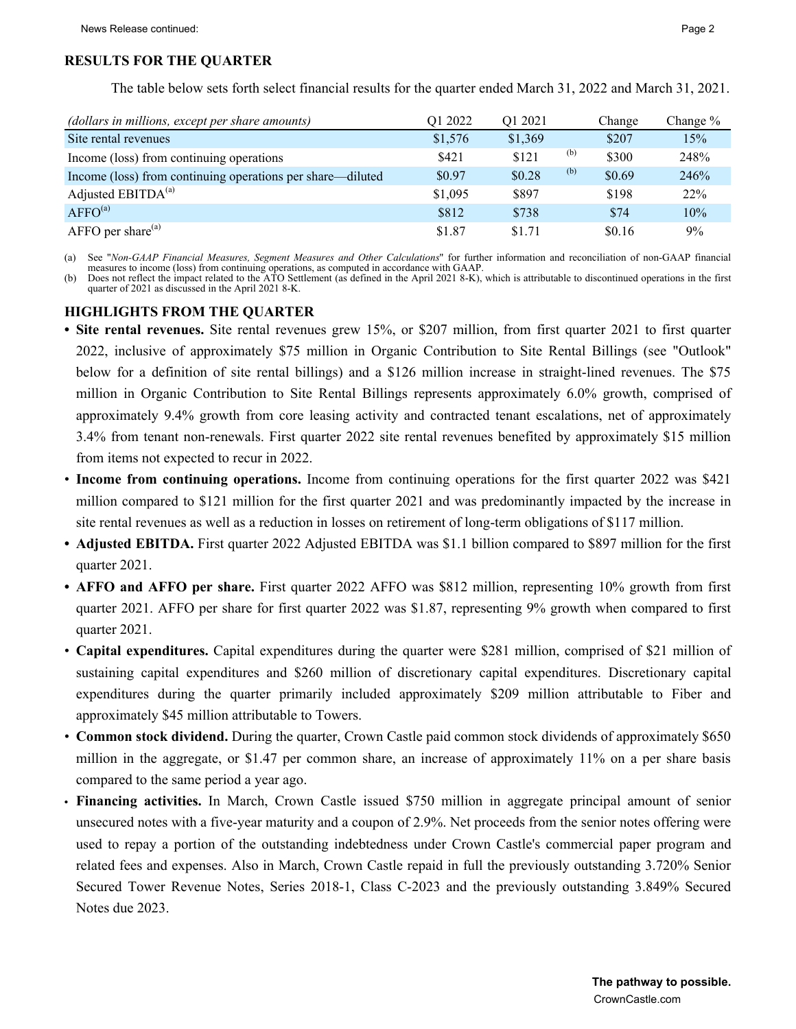## RESULTS FOR THE QUARTER

The table below sets forth select financial results for the quarter ended March 31, 2022 and March 31, 2021.

| *(dollars in millions, except per share amounts)* | Q1 2022 | Q1 2021 | | Change | Change % |
|---|---|---|---|---|---|
| Site rental revenues | $1,576 | $1,369 | | $207 | 15% |
| Income (loss) from continuing operations | $421 | $121 | (b) | $300 | 248% |
| Income (loss) from continuing operations per share—diluted | $0.97 | $0.28 | (b) | $0.69 | 246% |
| Adjusted EBITDA[(a)] | $1,095 | $897 | | $198 | 22% |
| AFFO[(a)] | $812 | $738 | | $74 | 10% |
| AFFO per share[(a)] | $1.87 | $1.71 | | $0.16 | 9% |

(a) See "*Non-GAAP Financial Measures, Segment Measures and Other Calculations*" for further information and reconciliation of non-GAAP financial measures to income (loss) from continuing operations, as computed in accordance with GAAP.

(b) Does not reflect the impact related to the ATO Settlement (as defined in the April 2021 8-K), which is attributable to discontinued operations in the first quarter of 2021 as discussed in the April 2021 8-K.

## HIGHLIGHTS FROM THE QUARTER

- **Site rental revenues.** Site rental revenues grew 15%, or $207 million, from first quarter 2021 to first quarter 2022, inclusive of approximately $75 million in Organic Contribution to Site Rental Billings (see "Outlook" below for a definition of site rental billings) and a $126 million increase in straight-lined revenues. The $75 million in Organic Contribution to Site Rental Billings represents approximately 6.0% growth, comprised of approximately 9.4% growth from core leasing activity and contracted tenant escalations, net of approximately 3.4% from tenant non-renewals. First quarter 2022 site rental revenues benefited by approximately $15 million from items not expected to recur in 2022.
- **Income from continuing operations.** Income from continuing operations for the first quarter 2022 was $421 million compared to $121 million for the first quarter 2021 and was predominantly impacted by the increase in site rental revenues as well as a reduction in losses on retirement of long-term obligations of $117 million.
- **Adjusted EBITDA.** First quarter 2022 Adjusted EBITDA was $1.1 billion compared to $897 million for the first quarter 2021.
- **AFFO and AFFO per share.** First quarter 2022 AFFO was $812 million, representing 10% growth from first quarter 2021. AFFO per share for first quarter 2022 was $1.87, representing 9% growth when compared to first quarter 2021.
- **Capital expenditures.** Capital expenditures during the quarter were $281 million, comprised of $21 million of sustaining capital expenditures and $260 million of discretionary capital expenditures. Discretionary capital expenditures during the quarter primarily included approximately $209 million attributable to Fiber and approximately $45 million attributable to Towers.
- **Common stock dividend.** During the quarter, Crown Castle paid common stock dividends of approximately $650 million in the aggregate, or $1.47 per common share, an increase of approximately 11% on a per share basis compared to the same period a year ago.
- **Financing activities.** In March, Crown Castle issued $750 million in aggregate principal amount of senior unsecured notes with a five-year maturity and a coupon of 2.9%. Net proceeds from the senior notes offering were used to repay a portion of the outstanding indebtedness under Crown Castle's commercial paper program and related fees and expenses. Also in March, Crown Castle repaid in full the previously outstanding 3.720% Senior Secured Tower Revenue Notes, Series 2018-1, Class C-2023 and the previously outstanding 3.849% Secured Notes due 2023.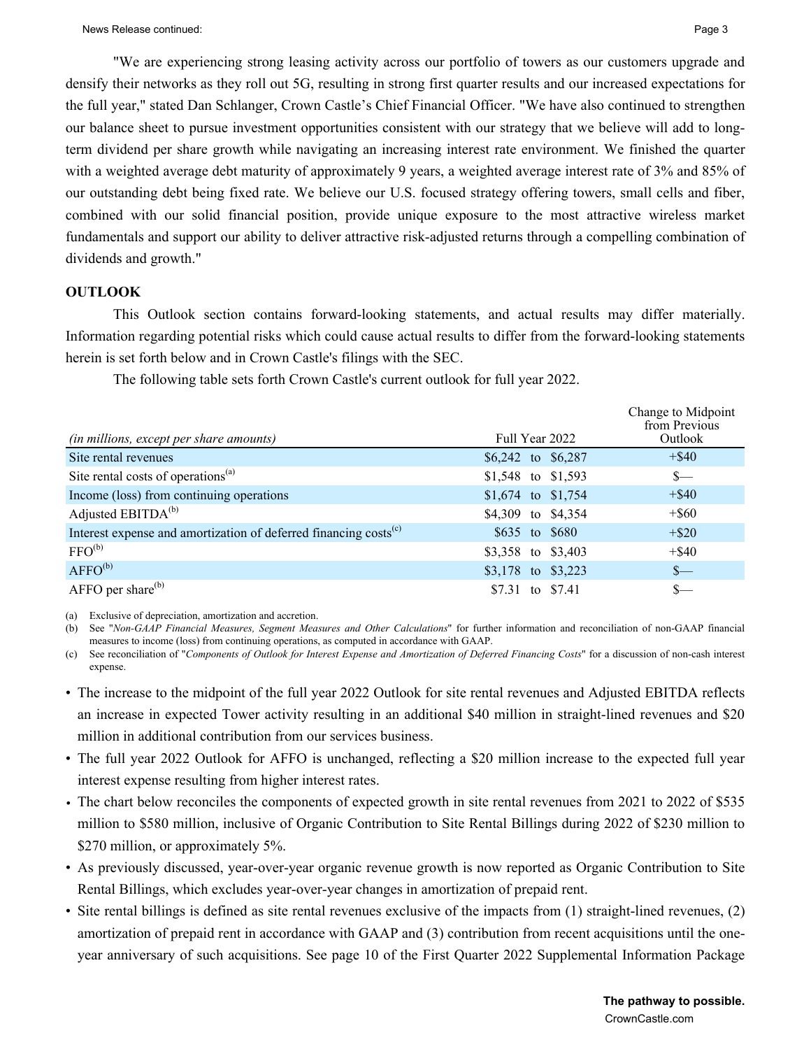"We are experiencing strong leasing activity across our portfolio of towers as our customers upgrade and densify their networks as they roll out 5G, resulting in strong first quarter results and our increased expectations for the full year," stated Dan Schlanger, Crown Castle's Chief Financial Officer. "We have also continued to strengthen our balance sheet to pursue investment opportunities consistent with our strategy that we believe will add to long-term dividend per share growth while navigating an increasing interest rate environment. We finished the quarter with a weighted average debt maturity of approximately 9 years, a weighted average interest rate of 3% and 85% of our outstanding debt being fixed rate. We believe our U.S. focused strategy offering towers, small cells and fiber, combined with our solid financial position, provide unique exposure to the most attractive wireless market fundamentals and support our ability to deliver attractive risk-adjusted returns through a compelling combination of dividends and growth."

**OUTLOOK**

This Outlook section contains forward-looking statements, and actual results may differ materially. Information regarding potential risks which could cause actual results to differ from the forward-looking statements herein is set forth below and in Crown Castle's filings with the SEC.

The following table sets forth Crown Castle's current outlook for full year 2022.

| *(in millions, except per share amounts)* | Full Year 2022 | Change to Midpoint from Previous Outlook |
|---|---|---|
| Site rental revenues | $6,242 to $6,287 | +$40 |
| Site rental costs of operations[(a)] | $1,548 to $1,593 | $— |
| Income (loss) from continuing operations | $1,674 to $1,754 | +$40 |
| Adjusted EBITDA[(b)] | $4,309 to $4,354 | +$60 |
| Interest expense and amortization of deferred financing costs[(c)] | $635 to $680 | +$20 |
| FFO[(b)] | $3,358 to $3,403 | +$40 |
| AFFO[(b)] | $3,178 to $3,223 | $— |
| AFFO per share[(b)] | $7.31 to $7.41 | $— |

(a) Exclusive of depreciation, amortization and accretion.

(b) See "*Non-GAAP Financial Measures, Segment Measures and Other Calculations*" for further information and reconciliation of non-GAAP financial measures to income (loss) from continuing operations, as computed in accordance with GAAP.

(c) See reconciliation of "*Components of Outlook for Interest Expense and Amortization of Deferred Financing Costs*" for a discussion of non-cash interest expense.

- The increase to the midpoint of the full year 2022 Outlook for site rental revenues and Adjusted EBITDA reflects an increase in expected Tower activity resulting in an additional $40 million in straight-lined revenues and $20 million in additional contribution from our services business.
- The full year 2022 Outlook for AFFO is unchanged, reflecting a $20 million increase to the expected full year interest expense resulting from higher interest rates.
- The chart below reconciles the components of expected growth in site rental revenues from 2021 to 2022 of $535 million to $580 million, inclusive of Organic Contribution to Site Rental Billings during 2022 of $230 million to $270 million, or approximately 5%.
- As previously discussed, year-over-year organic revenue growth is now reported as Organic Contribution to Site Rental Billings, which excludes year-over-year changes in amortization of prepaid rent.
- Site rental billings is defined as site rental revenues exclusive of the impacts from (1) straight-lined revenues, (2) amortization of prepaid rent in accordance with GAAP and (3) contribution from recent acquisitions until the one-year anniversary of such acquisitions. See page 10 of the First Quarter 2022 Supplemental Information Package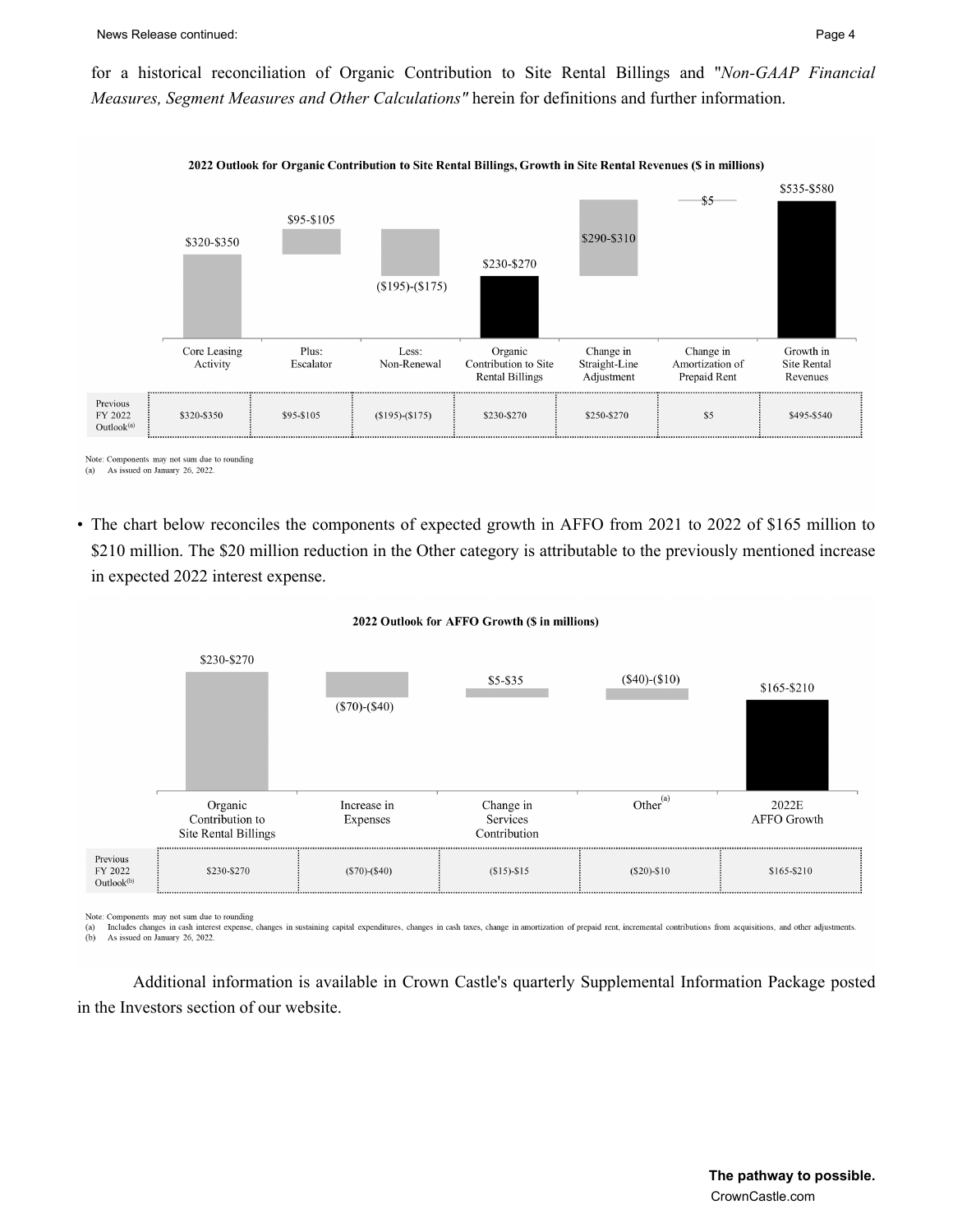for a historical reconciliation of Organic Contribution to Site Rental Billings and "*Non-GAAP Financial Measures, Segment Measures and Other Calculations"* herein for definitions and further information.

**2022 Outlook for Organic Contribution to Site Rental Billings, Growth in Site Rental Revenues ($ in millions)**

| | Core Leasing Activity | Plus: Escalator | Less: Non-Renewal | Organic Contribution to Site Rental Billings | Change in Straight-Line Adjustment | Change in Amortization of Prepaid Rent | Growth in Site Rental Revenues |
|---|---|---|---|---|---|---|---|
| Current | $320-$350 | $95-$105 | ($195)-($175) | $230-$270 | $290-$310 | $5 | $535-$580 |
| Previous FY 2022 Outlook[(a)] | $320-$350 | $95-$105 | ($195)-($175) | $230-$270 | $250-$270 | $5 | $495-$540 |

Note: Components may not sum due to rounding
(a) As issued on January 26, 2022.

- The chart below reconciles the components of expected growth in AFFO from 2021 to 2022 of $165 million to $210 million. The $20 million reduction in the Other category is attributable to the previously mentioned increase in expected 2022 interest expense.

**2022 Outlook for AFFO Growth ($ in millions)**

| | Organic Contribution to Site Rental Billings | Increase in Expenses | Change in Services Contribution | Other[(a)] | 2022E AFFO Growth |
|---|---|---|---|---|---|
| Current | $230-$270 | ($70)-($40) | $5-$35 | ($40)-($10) | $165-$210 |
| Previous FY 2022 Outlook[(b)] | $230-$270 | ($70)-($40) | ($15)-$15 | ($20)-$10 | $165-$210 |

Note: Components may not sum due to rounding
(a) Includes changes in cash interest expense, changes in sustaining capital expenditures, changes in cash taxes, change in amortization of prepaid rent, incremental contributions from acquisitions, and other adjustments.
(b) As issued on January 26, 2022.

Additional information is available in Crown Castle's quarterly Supplemental Information Package posted in the Investors section of our website.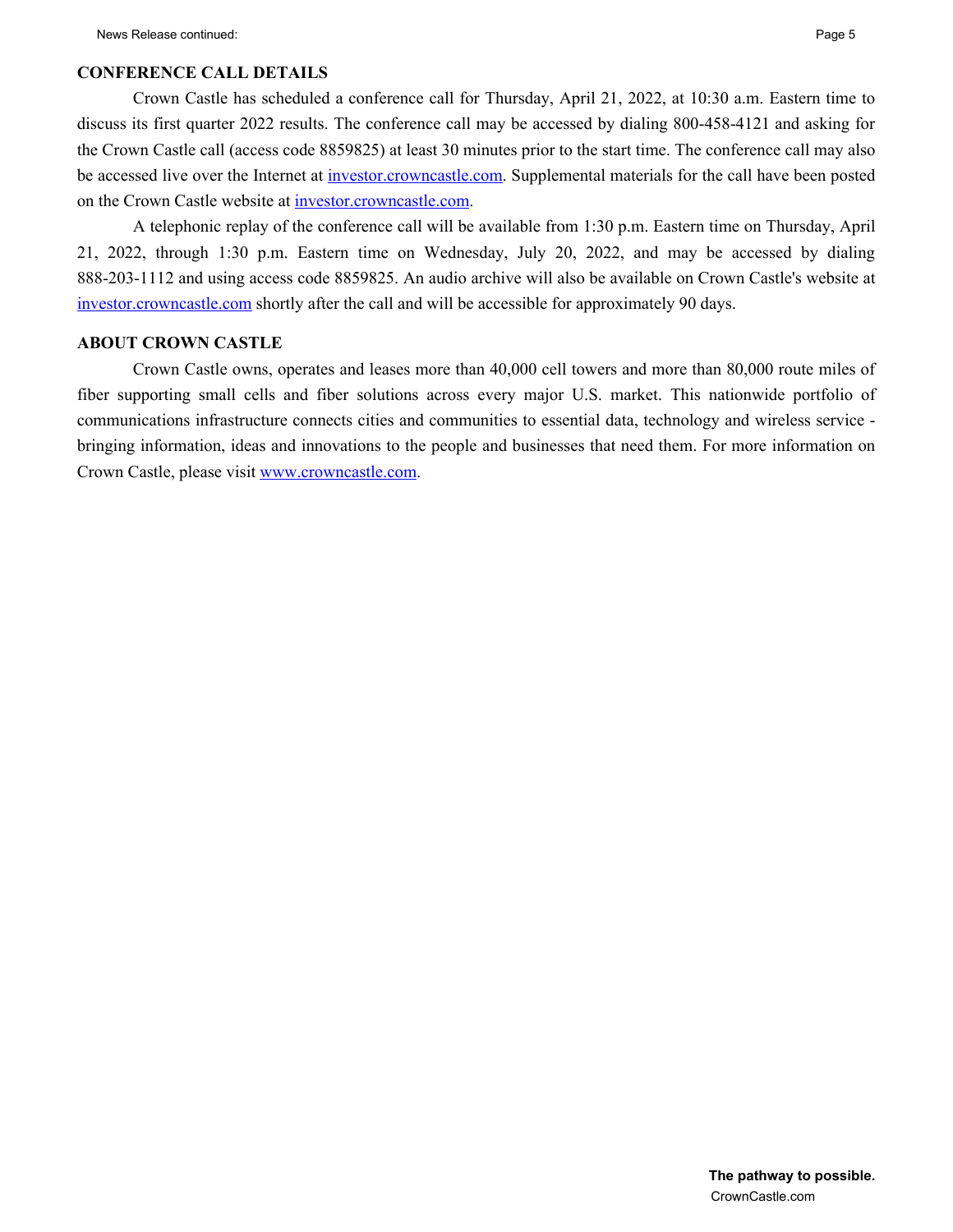## CONFERENCE CALL DETAILS

Crown Castle has scheduled a conference call for Thursday, April 21, 2022, at 10:30 a.m. Eastern time to discuss its first quarter 2022 results. The conference call may be accessed by dialing 800-458-4121 and asking for the Crown Castle call (access code 8859825) at least 30 minutes prior to the start time. The conference call may also be accessed live over the Internet at investor.crowncastle.com. Supplemental materials for the call have been posted on the Crown Castle website at investor.crowncastle.com.

A telephonic replay of the conference call will be available from 1:30 p.m. Eastern time on Thursday, April 21, 2022, through 1:30 p.m. Eastern time on Wednesday, July 20, 2022, and may be accessed by dialing 888-203-1112 and using access code 8859825. An audio archive will also be available on Crown Castle's website at investor.crowncastle.com shortly after the call and will be accessible for approximately 90 days.

## ABOUT CROWN CASTLE

Crown Castle owns, operates and leases more than 40,000 cell towers and more than 80,000 route miles of fiber supporting small cells and fiber solutions across every major U.S. market. This nationwide portfolio of communications infrastructure connects cities and communities to essential data, technology and wireless service - bringing information, ideas and innovations to the people and businesses that need them. For more information on Crown Castle, please visit www.crowncastle.com.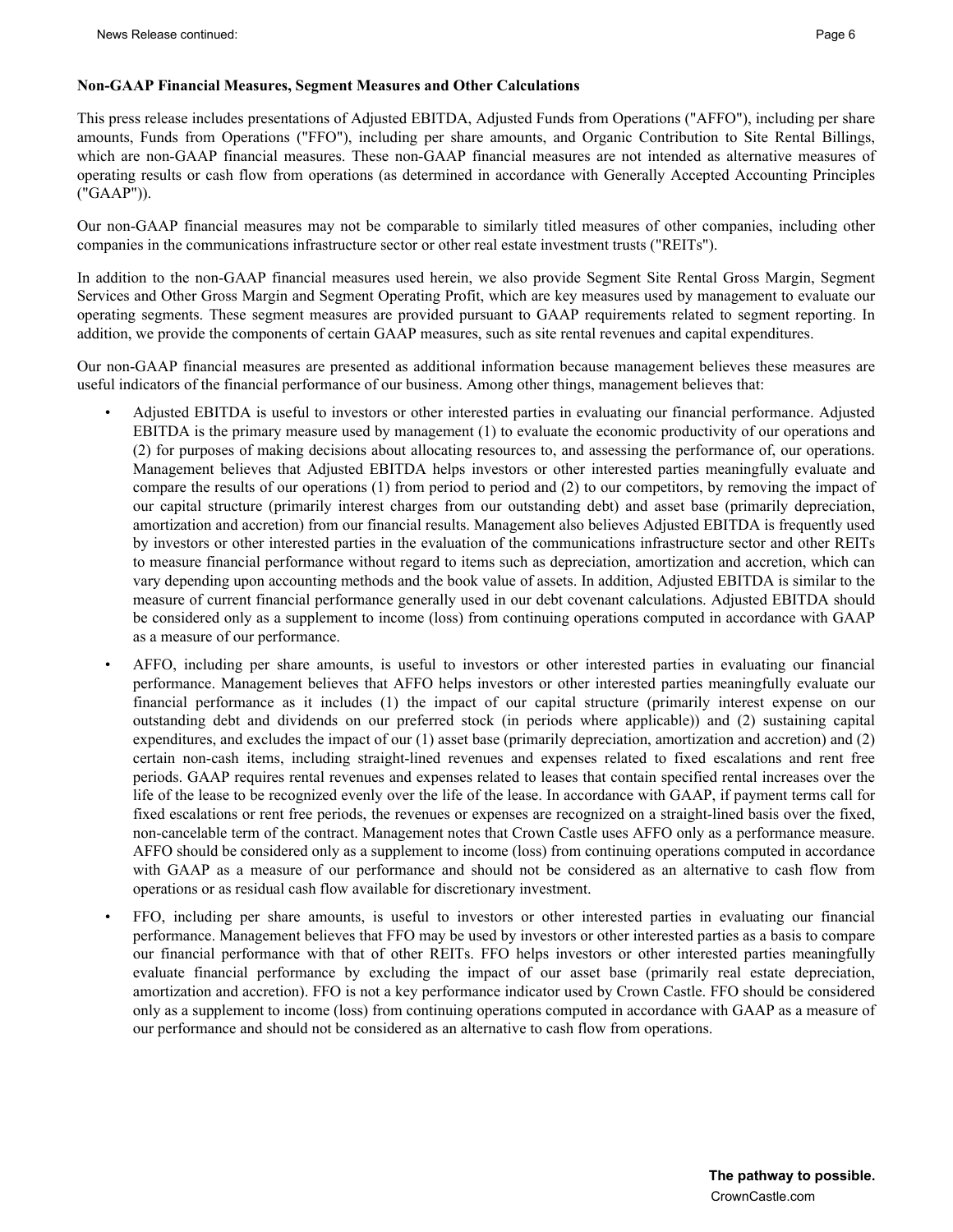**Non-GAAP Financial Measures, Segment Measures and Other Calculations**

This press release includes presentations of Adjusted EBITDA, Adjusted Funds from Operations ("AFFO"), including per share amounts, Funds from Operations ("FFO"), including per share amounts, and Organic Contribution to Site Rental Billings, which are non-GAAP financial measures. These non-GAAP financial measures are not intended as alternative measures of operating results or cash flow from operations (as determined in accordance with Generally Accepted Accounting Principles ("GAAP")).

Our non-GAAP financial measures may not be comparable to similarly titled measures of other companies, including other companies in the communications infrastructure sector or other real estate investment trusts ("REITs").

In addition to the non-GAAP financial measures used herein, we also provide Segment Site Rental Gross Margin, Segment Services and Other Gross Margin and Segment Operating Profit, which are key measures used by management to evaluate our operating segments. These segment measures are provided pursuant to GAAP requirements related to segment reporting. In addition, we provide the components of certain GAAP measures, such as site rental revenues and capital expenditures.

Our non-GAAP financial measures are presented as additional information because management believes these measures are useful indicators of the financial performance of our business. Among other things, management believes that:

- Adjusted EBITDA is useful to investors or other interested parties in evaluating our financial performance. Adjusted EBITDA is the primary measure used by management (1) to evaluate the economic productivity of our operations and (2) for purposes of making decisions about allocating resources to, and assessing the performance of, our operations. Management believes that Adjusted EBITDA helps investors or other interested parties meaningfully evaluate and compare the results of our operations (1) from period to period and (2) to our competitors, by removing the impact of our capital structure (primarily interest charges from our outstanding debt) and asset base (primarily depreciation, amortization and accretion) from our financial results. Management also believes Adjusted EBITDA is frequently used by investors or other interested parties in the evaluation of the communications infrastructure sector and other REITs to measure financial performance without regard to items such as depreciation, amortization and accretion, which can vary depending upon accounting methods and the book value of assets. In addition, Adjusted EBITDA is similar to the measure of current financial performance generally used in our debt covenant calculations. Adjusted EBITDA should be considered only as a supplement to income (loss) from continuing operations computed in accordance with GAAP as a measure of our performance.
- AFFO, including per share amounts, is useful to investors or other interested parties in evaluating our financial performance. Management believes that AFFO helps investors or other interested parties meaningfully evaluate our financial performance as it includes (1) the impact of our capital structure (primarily interest expense on our outstanding debt and dividends on our preferred stock (in periods where applicable)) and (2) sustaining capital expenditures, and excludes the impact of our (1) asset base (primarily depreciation, amortization and accretion) and (2) certain non-cash items, including straight-lined revenues and expenses related to fixed escalations and rent free periods. GAAP requires rental revenues and expenses related to leases that contain specified rental increases over the life of the lease to be recognized evenly over the life of the lease. In accordance with GAAP, if payment terms call for fixed escalations or rent free periods, the revenues or expenses are recognized on a straight-lined basis over the fixed, non-cancelable term of the contract. Management notes that Crown Castle uses AFFO only as a performance measure. AFFO should be considered only as a supplement to income (loss) from continuing operations computed in accordance with GAAP as a measure of our performance and should not be considered as an alternative to cash flow from operations or as residual cash flow available for discretionary investment.
- FFO, including per share amounts, is useful to investors or other interested parties in evaluating our financial performance. Management believes that FFO may be used by investors or other interested parties as a basis to compare our financial performance with that of other REITs. FFO helps investors or other interested parties meaningfully evaluate financial performance by excluding the impact of our asset base (primarily real estate depreciation, amortization and accretion). FFO is not a key performance indicator used by Crown Castle. FFO should be considered only as a supplement to income (loss) from continuing operations computed in accordance with GAAP as a measure of our performance and should not be considered as an alternative to cash flow from operations.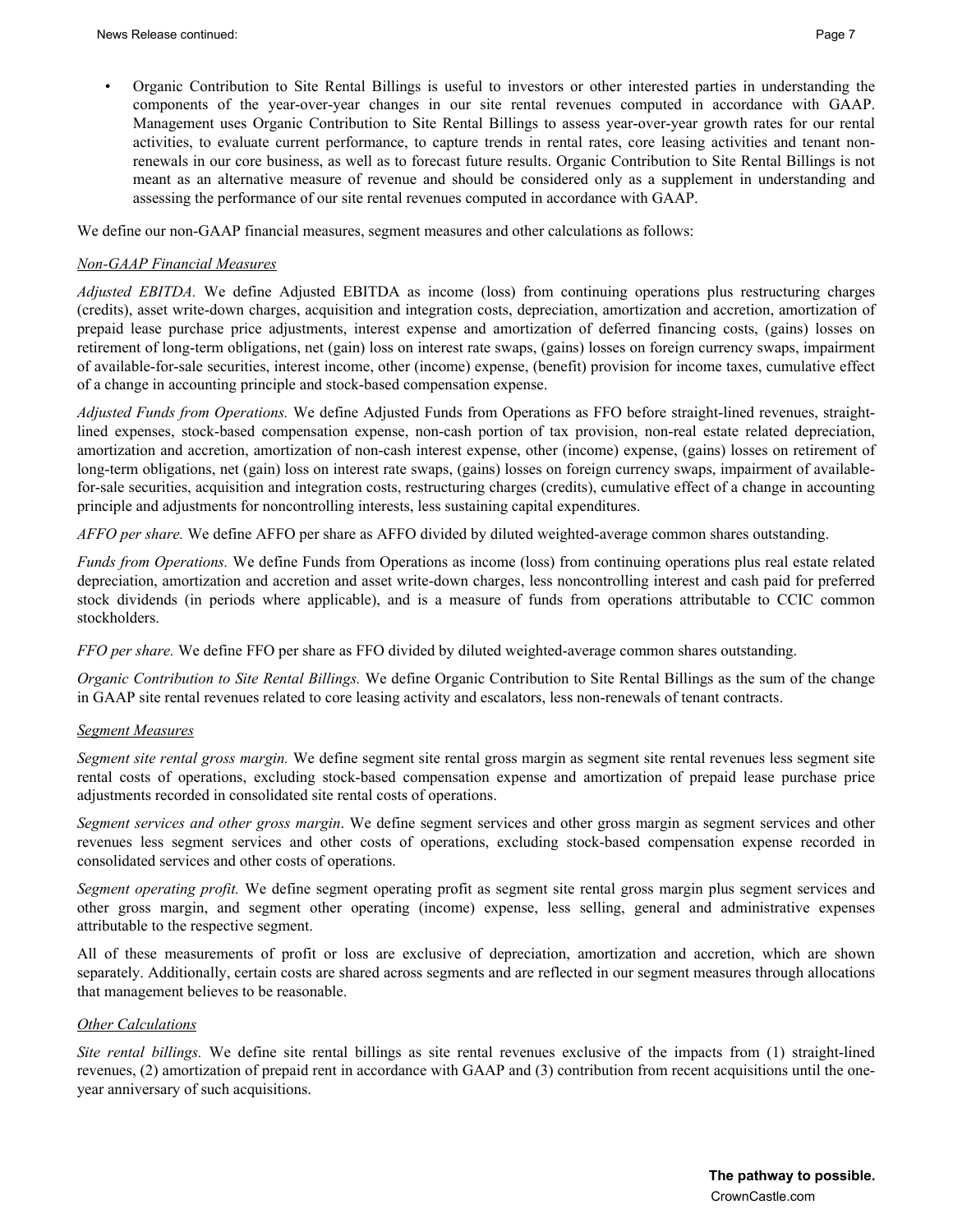- Organic Contribution to Site Rental Billings is useful to investors or other interested parties in understanding the components of the year-over-year changes in our site rental revenues computed in accordance with GAAP. Management uses Organic Contribution to Site Rental Billings to assess year-over-year growth rates for our rental activities, to evaluate current performance, to capture trends in rental rates, core leasing activities and tenant non-renewals in our core business, as well as to forecast future results. Organic Contribution to Site Rental Billings is not meant as an alternative measure of revenue and should be considered only as a supplement in understanding and assessing the performance of our site rental revenues computed in accordance with GAAP.

We define our non-GAAP financial measures, segment measures and other calculations as follows:

_Non-GAAP Financial Measures_

*Adjusted EBITDA.* We define Adjusted EBITDA as income (loss) from continuing operations plus restructuring charges (credits), asset write-down charges, acquisition and integration costs, depreciation, amortization and accretion, amortization of prepaid lease purchase price adjustments, interest expense and amortization of deferred financing costs, (gains) losses on retirement of long-term obligations, net (gain) loss on interest rate swaps, (gains) losses on foreign currency swaps, impairment of available-for-sale securities, interest income, other (income) expense, (benefit) provision for income taxes, cumulative effect of a change in accounting principle and stock-based compensation expense.

*Adjusted Funds from Operations.* We define Adjusted Funds from Operations as FFO before straight-lined revenues, straight-lined expenses, stock-based compensation expense, non-cash portion of tax provision, non-real estate related depreciation, amortization and accretion, amortization of non-cash interest expense, other (income) expense, (gains) losses on retirement of long-term obligations, net (gain) loss on interest rate swaps, (gains) losses on foreign currency swaps, impairment of available-for-sale securities, acquisition and integration costs, restructuring charges (credits), cumulative effect of a change in accounting principle and adjustments for noncontrolling interests, less sustaining capital expenditures.

*AFFO per share.* We define AFFO per share as AFFO divided by diluted weighted-average common shares outstanding.

*Funds from Operations.* We define Funds from Operations as income (loss) from continuing operations plus real estate related depreciation, amortization and accretion and asset write-down charges, less noncontrolling interest and cash paid for preferred stock dividends (in periods where applicable), and is a measure of funds from operations attributable to CCIC common stockholders.

*FFO per share.* We define FFO per share as FFO divided by diluted weighted-average common shares outstanding.

*Organic Contribution to Site Rental Billings.* We define Organic Contribution to Site Rental Billings as the sum of the change in GAAP site rental revenues related to core leasing activity and escalators, less non-renewals of tenant contracts.

_Segment Measures_

*Segment site rental gross margin.* We define segment site rental gross margin as segment site rental revenues less segment site rental costs of operations, excluding stock-based compensation expense and amortization of prepaid lease purchase price adjustments recorded in consolidated site rental costs of operations.

*Segment services and other gross margin*. We define segment services and other gross margin as segment services and other revenues less segment services and other costs of operations, excluding stock-based compensation expense recorded in consolidated services and other costs of operations.

*Segment operating profit.* We define segment operating profit as segment site rental gross margin plus segment services and other gross margin, and segment other operating (income) expense, less selling, general and administrative expenses attributable to the respective segment.

All of these measurements of profit or loss are exclusive of depreciation, amortization and accretion, which are shown separately. Additionally, certain costs are shared across segments and are reflected in our segment measures through allocations that management believes to be reasonable.

_Other Calculations_

*Site rental billings.* We define site rental billings as site rental revenues exclusive of the impacts from (1) straight-lined revenues, (2) amortization of prepaid rent in accordance with GAAP and (3) contribution from recent acquisitions until the one-year anniversary of such acquisitions.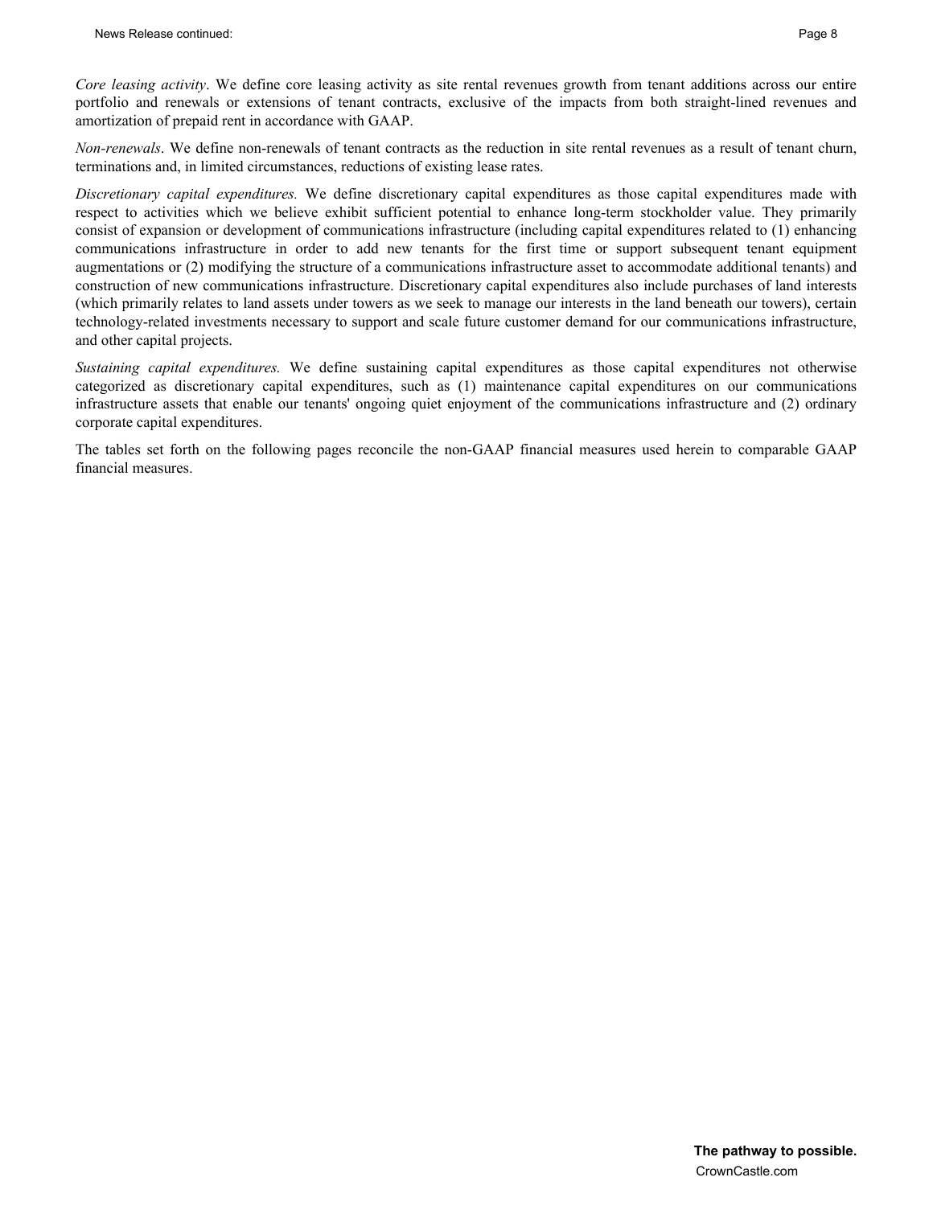*Core leasing activity*. We define core leasing activity as site rental revenues growth from tenant additions across our entire portfolio and renewals or extensions of tenant contracts, exclusive of the impacts from both straight-lined revenues and amortization of prepaid rent in accordance with GAAP.

*Non-renewals*. We define non-renewals of tenant contracts as the reduction in site rental revenues as a result of tenant churn, terminations and, in limited circumstances, reductions of existing lease rates.

*Discretionary capital expenditures.* We define discretionary capital expenditures as those capital expenditures made with respect to activities which we believe exhibit sufficient potential to enhance long-term stockholder value. They primarily consist of expansion or development of communications infrastructure (including capital expenditures related to (1) enhancing communications infrastructure in order to add new tenants for the first time or support subsequent tenant equipment augmentations or (2) modifying the structure of a communications infrastructure asset to accommodate additional tenants) and construction of new communications infrastructure. Discretionary capital expenditures also include purchases of land interests (which primarily relates to land assets under towers as we seek to manage our interests in the land beneath our towers), certain technology-related investments necessary to support and scale future customer demand for our communications infrastructure, and other capital projects.

*Sustaining capital expenditures.* We define sustaining capital expenditures as those capital expenditures not otherwise categorized as discretionary capital expenditures, such as (1) maintenance capital expenditures on our communications infrastructure assets that enable our tenants' ongoing quiet enjoyment of the communications infrastructure and (2) ordinary corporate capital expenditures.

The tables set forth on the following pages reconcile the non-GAAP financial measures used herein to comparable GAAP financial measures.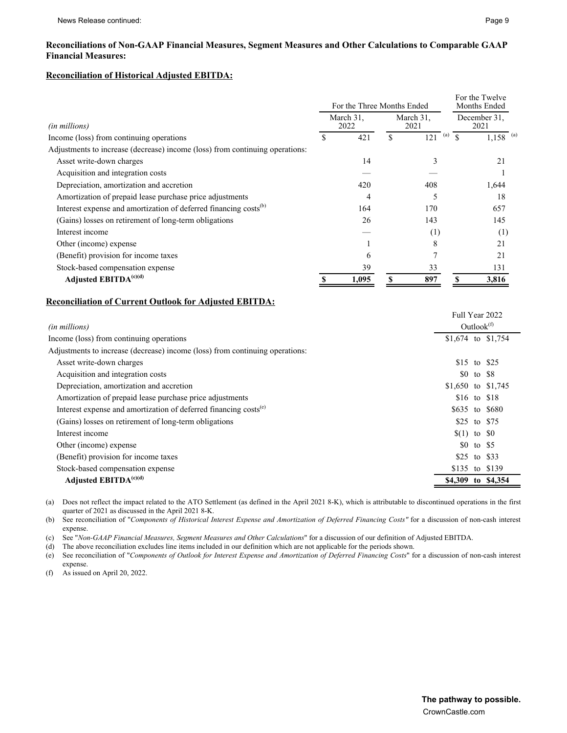## Reconciliations of Non-GAAP Financial Measures, Segment Measures and Other Calculations to Comparable GAAP Financial Measures:

### Reconciliation of Historical Adjusted EBITDA:

| *(in millions)* | For the Three Months Ended March 31, 2022 | For the Three Months Ended March 31, 2021 | For the Twelve Months Ended December 31, 2021 |
|---|---|---|---|
| Income (loss) from continuing operations | $ 421 | $ 121 [(a)] | $ 1,158 [(a)] |
| Adjustments to increase (decrease) income (loss) from continuing operations: | | | |
| Asset write-down charges | 14 | 3 | 21 |
| Acquisition and integration costs | — | — | 1 |
| Depreciation, amortization and accretion | 420 | 408 | 1,644 |
| Amortization of prepaid lease purchase price adjustments | 4 | 5 | 18 |
| Interest expense and amortization of deferred financing costs[(b)] | 164 | 170 | 657 |
| (Gains) losses on retirement of long-term obligations | 26 | 143 | 145 |
| Interest income | — | (1) | (1) |
| Other (income) expense | 1 | 8 | 21 |
| (Benefit) provision for income taxes | 6 | 7 | 21 |
| Stock-based compensation expense | 39 | 33 | 131 |
| **Adjusted EBITDA[(c)(d)]** | **$ 1,095** | **$ 897** | **$ 3,816** |

### Reconciliation of Current Outlook for Adjusted EBITDA:

| *(in millions)* | Full Year 2022 Outlook[(f)] |
|---|---|
| Income (loss) from continuing operations | $1,674 to $1,754 |
| Adjustments to increase (decrease) income (loss) from continuing operations: | |
| Asset write-down charges | $15 to $25 |
| Acquisition and integration costs | $0 to $8 |
| Depreciation, amortization and accretion | $1,650 to $1,745 |
| Amortization of prepaid lease purchase price adjustments | $16 to $18 |
| Interest expense and amortization of deferred financing costs[(e)] | $635 to $680 |
| (Gains) losses on retirement of long-term obligations | $25 to $75 |
| Interest income | $(1) to $0 |
| Other (income) expense | $0 to $5 |
| (Benefit) provision for income taxes | $25 to $33 |
| Stock-based compensation expense | $135 to $139 |
| **Adjusted EBITDA[(c)(d)]** | **$4,309 to $4,354** |

(a) Does not reflect the impact related to the ATO Settlement (as defined in the April 2021 8-K), which is attributable to discontinued operations in the first quarter of 2021 as discussed in the April 2021 8-K.

(b) See reconciliation of "*Components of Historical Interest Expense and Amortization of Deferred Financing Costs"* for a discussion of non-cash interest expense.

(c) See "*Non-GAAP Financial Measures, Segment Measures and Other Calculations*" for a discussion of our definition of Adjusted EBITDA.

(d) The above reconciliation excludes line items included in our definition which are not applicable for the periods shown.

(e) See reconciliation of "*Components of Outlook for Interest Expense and Amortization of Deferred Financing Costs*" for a discussion of non-cash interest expense.

(f) As issued on April 20, 2022.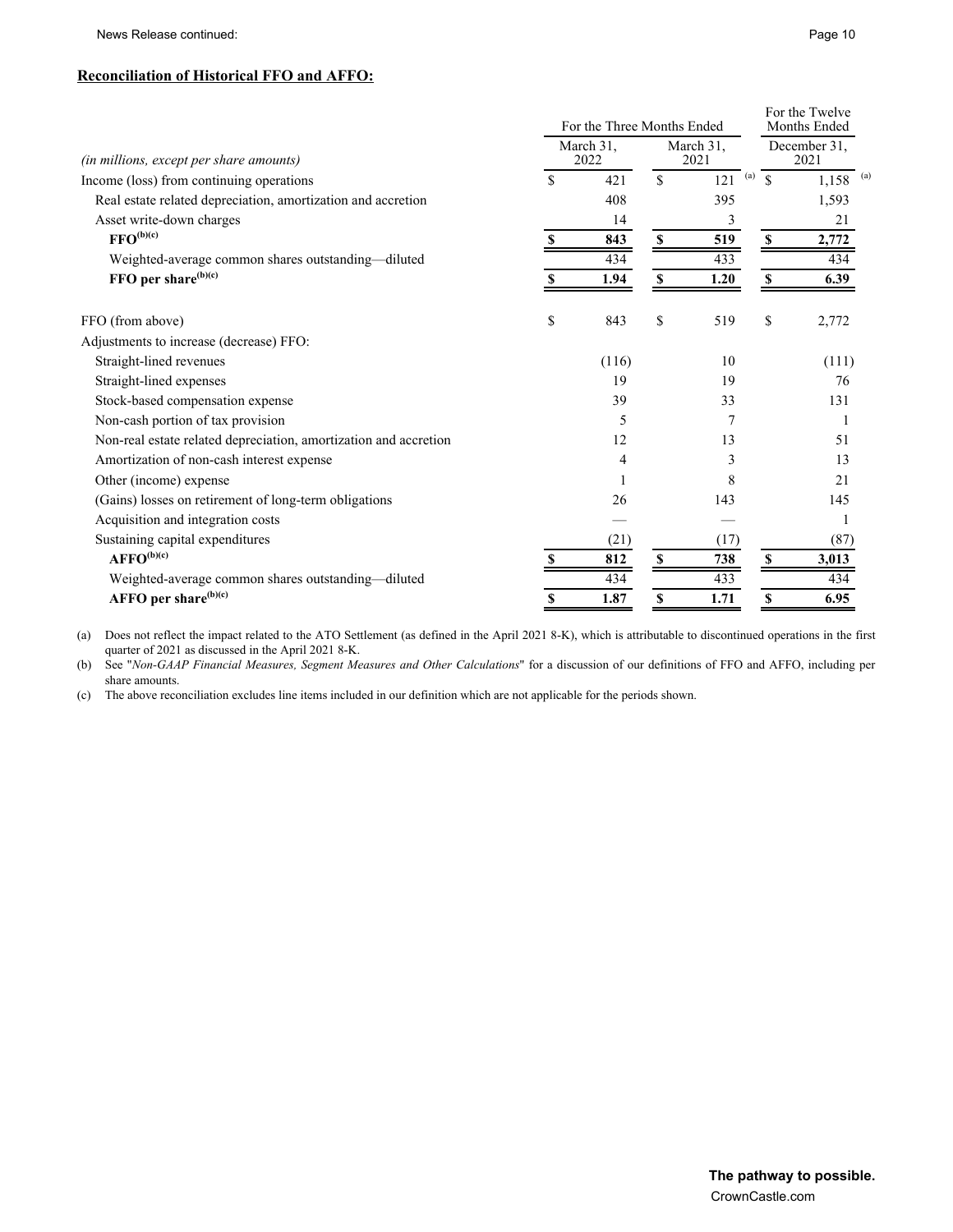**Reconciliation of Historical FFO and AFFO:**

| *(in millions, except per share amounts)* | For the Three Months Ended March 31, 2022 | For the Three Months Ended March 31, 2021 | For the Twelve Months Ended December 31, 2021 |
|---|---|---|---|
| Income (loss) from continuing operations | $ 421 | $ 121 [(a)] | $ 1,158 [(a)] |
| Real estate related depreciation, amortization and accretion | 408 | 395 | 1,593 |
| Asset write-down charges | 14 | 3 | 21 |
| **FFO[(b)(c)]** | **$ 843** | **$ 519** | **$ 2,772** |
| Weighted-average common shares outstanding—diluted | 434 | 433 | 434 |
| **FFO per share[(b)(c)]** | **$ 1.94** | **$ 1.20** | **$ 6.39** |
| | | | |
| FFO (from above) | $ 843 | $ 519 | $ 2,772 |
| Adjustments to increase (decrease) FFO: | | | |
| Straight-lined revenues | (116) | 10 | (111) |
| Straight-lined expenses | 19 | 19 | 76 |
| Stock-based compensation expense | 39 | 33 | 131 |
| Non-cash portion of tax provision | 5 | 7 | 1 |
| Non-real estate related depreciation, amortization and accretion | 12 | 13 | 51 |
| Amortization of non-cash interest expense | 4 | 3 | 13 |
| Other (income) expense | 1 | 8 | 21 |
| (Gains) losses on retirement of long-term obligations | 26 | 143 | 145 |
| Acquisition and integration costs | — | — | 1 |
| Sustaining capital expenditures | (21) | (17) | (87) |
| **AFFO[(b)(c)]** | **$ 812** | **$ 738** | **$ 3,013** |
| Weighted-average common shares outstanding—diluted | 434 | 433 | 434 |
| **AFFO per share[(b)(c)]** | **$ 1.87** | **$ 1.71** | **$ 6.95** |

(a) Does not reflect the impact related to the ATO Settlement (as defined in the April 2021 8-K), which is attributable to discontinued operations in the first quarter of 2021 as discussed in the April 2021 8-K.

(b) See "*Non-GAAP Financial Measures, Segment Measures and Other Calculations*" for a discussion of our definitions of FFO and AFFO, including per share amounts.

(c) The above reconciliation excludes line items included in our definition which are not applicable for the periods shown.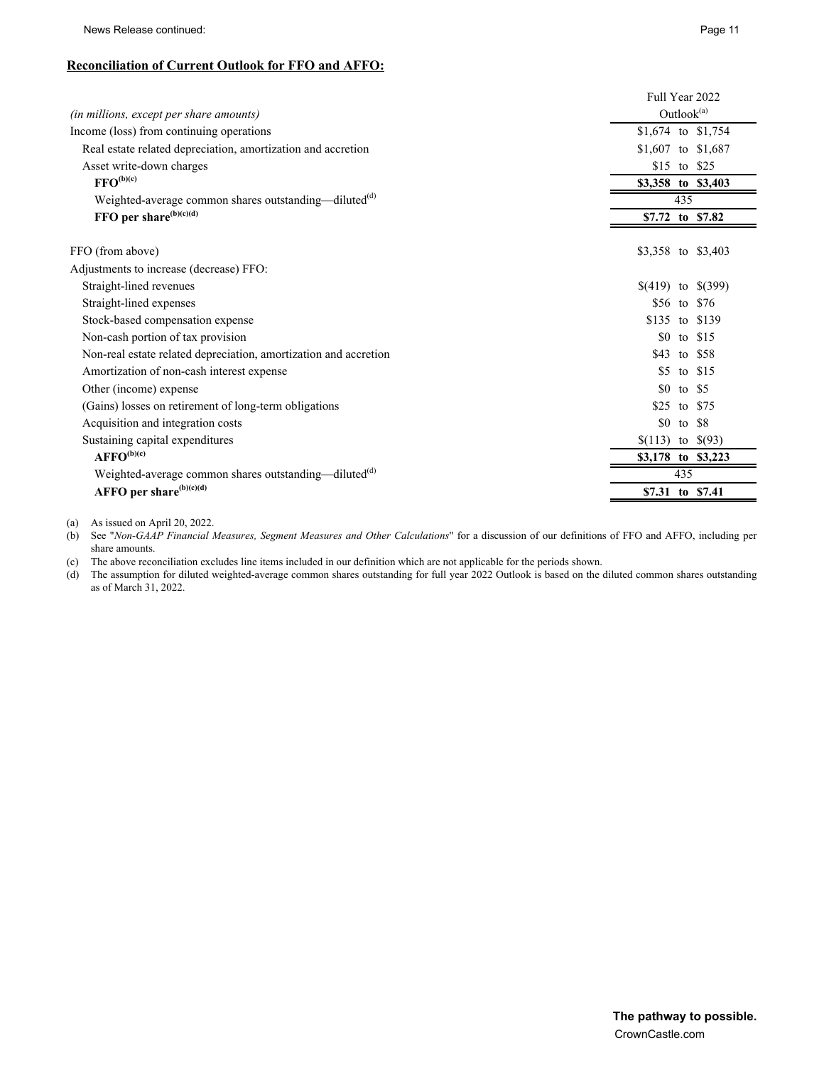**Reconciliation of Current Outlook for FFO and AFFO:**

| *(in millions, except per share amounts)* | Full Year 2022 Outlook[(a)] |
|---|---|
| Income (loss) from continuing operations | \$1,674 to \$1,754 |
| Real estate related depreciation, amortization and accretion | \$1,607 to \$1,687 |
| Asset write-down charges | \$15 to \$25 |
| **FFO[(b)(c)]** | **\$3,358 to \$3,403** |
| Weighted-average common shares outstanding—diluted[(d)] | 435 |
| **FFO per share[(b)(c)(d)]** | **\$7.72 to \$7.82** |
| | |
| FFO (from above) | \$3,358 to \$3,403 |
| Adjustments to increase (decrease) FFO: | |
| Straight-lined revenues | \$(419) to \$(399) |
| Straight-lined expenses | \$56 to \$76 |
| Stock-based compensation expense | \$135 to \$139 |
| Non-cash portion of tax provision | \$0 to \$15 |
| Non-real estate related depreciation, amortization and accretion | \$43 to \$58 |
| Amortization of non-cash interest expense | \$5 to \$15 |
| Other (income) expense | \$0 to \$5 |
| (Gains) losses on retirement of long-term obligations | \$25 to \$75 |
| Acquisition and integration costs | \$0 to \$8 |
| Sustaining capital expenditures | \$(113) to \$(93) |
| **AFFO[(b)(c)]** | **\$3,178 to \$3,223** |
| Weighted-average common shares outstanding—diluted[(d)] | 435 |
| **AFFO per share[(b)(c)(d)]** | **\$7.31 to \$7.41** |

(a) As issued on April 20, 2022.

(b) See "*Non-GAAP Financial Measures, Segment Measures and Other Calculations*" for a discussion of our definitions of FFO and AFFO, including per share amounts.

(c) The above reconciliation excludes line items included in our definition which are not applicable for the periods shown.

(d) The assumption for diluted weighted-average common shares outstanding for full year 2022 Outlook is based on the diluted common shares outstanding as of March 31, 2022.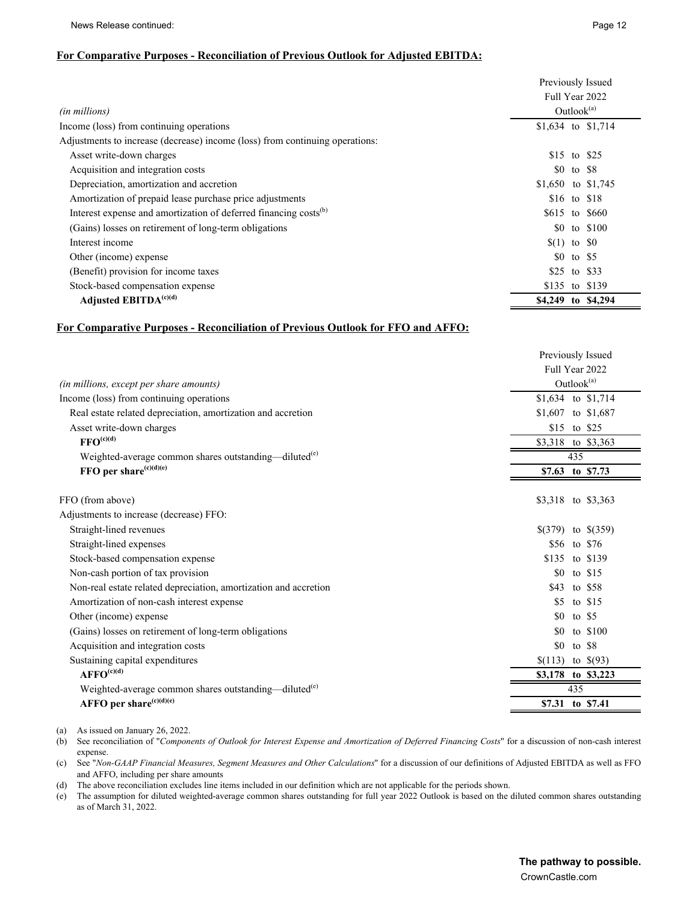**For Comparative Purposes - Reconciliation of Previous Outlook for Adjusted EBITDA:**

| *(in millions)* | Previously Issued Full Year 2022 Outlook[(a)] |
|---|---|
| Income (loss) from continuing operations | $1,634 to $1,714 |
| Adjustments to increase (decrease) income (loss) from continuing operations: | |
| Asset write-down charges | $15 to $25 |
| Acquisition and integration costs | $0 to $8 |
| Depreciation, amortization and accretion | $1,650 to $1,745 |
| Amortization of prepaid lease purchase price adjustments | $16 to $18 |
| Interest expense and amortization of deferred financing costs[(b)] | $615 to $660 |
| (Gains) losses on retirement of long-term obligations | $0 to $100 |
| Interest income | $(1) to $0 |
| Other (income) expense | $0 to $5 |
| (Benefit) provision for income taxes | $25 to $33 |
| Stock-based compensation expense | $135 to $139 |
| **Adjusted EBITDA[(c)(d)]** | **$4,249 to $4,294** |

**For Comparative Purposes - Reconciliation of Previous Outlook for FFO and AFFO:**

| *(in millions, except per share amounts)* | Previously Issued Full Year 2022 Outlook[(a)] |
|---|---|
| Income (loss) from continuing operations | $1,634 to $1,714 |
| Real estate related depreciation, amortization and accretion | $1,607 to $1,687 |
| Asset write-down charges | $15 to $25 |
| **FFO[(c)(d)]** | $3,318 to $3,363 |
| Weighted-average common shares outstanding—diluted[(e)] | 435 |
| **FFO per share[(c)(d)(e)]** | **$7.63 to $7.73** |
| | |
| FFO (from above) | $3,318 to $3,363 |
| Adjustments to increase (decrease) FFO: | |
| Straight-lined revenues | $(379) to $(359) |
| Straight-lined expenses | $56 to $76 |
| Stock-based compensation expense | $135 to $139 |
| Non-cash portion of tax provision | $0 to $15 |
| Non-real estate related depreciation, amortization and accretion | $43 to $58 |
| Amortization of non-cash interest expense | $5 to $15 |
| Other (income) expense | $0 to $5 |
| (Gains) losses on retirement of long-term obligations | $0 to $100 |
| Acquisition and integration costs | $0 to $8 |
| Sustaining capital expenditures | $(113) to $(93) |
| **AFFO[(c)(d)]** | **$3,178 to $3,223** |
| Weighted-average common shares outstanding—diluted[(e)] | 435 |
| **AFFO per share[(c)(d)(e)]** | **$7.31 to $7.41** |

(a) As issued on January 26, 2022.

(b) See reconciliation of "*Components of Outlook for Interest Expense and Amortization of Deferred Financing Costs*" for a discussion of non-cash interest expense.

(c) See "*Non-GAAP Financial Measures, Segment Measures and Other Calculations*" for a discussion of our definitions of Adjusted EBITDA as well as FFO and AFFO, including per share amounts

(d) The above reconciliation excludes line items included in our definition which are not applicable for the periods shown.

(e) The assumption for diluted weighted-average common shares outstanding for full year 2022 Outlook is based on the diluted common shares outstanding as of March 31, 2022.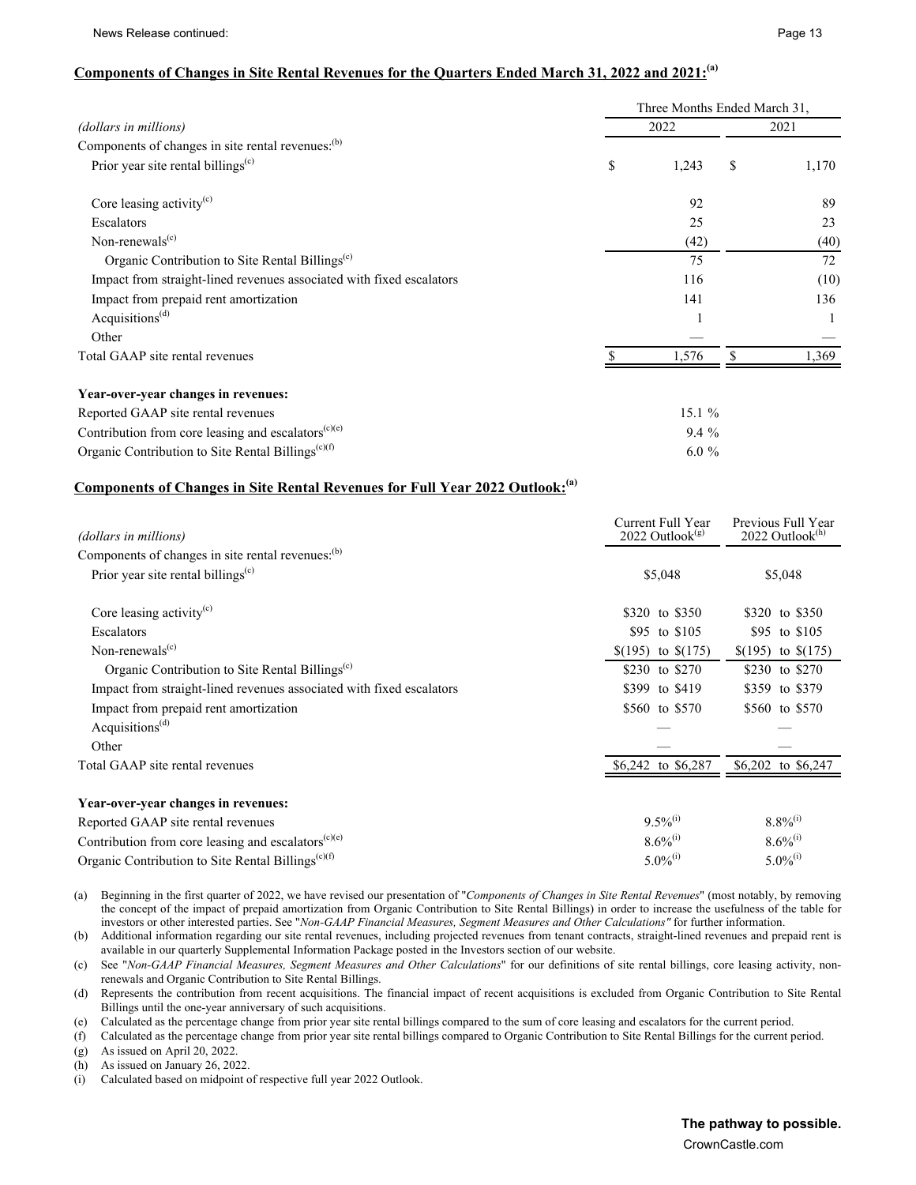## Components of Changes in Site Rental Revenues for the Quarters Ended March 31, 2022 and 2021:[(a)]

| *(dollars in millions)* | Three Months Ended March 31, 2022 | Three Months Ended March 31, 2021 |
|---|---|---|
| Components of changes in site rental revenues:[(b)] | | |
| Prior year site rental billings[(c)] | $ 1,243 | $ 1,170 |
| Core leasing activity[(c)] | 92 | 89 |
| Escalators | 25 | 23 |
| Non-renewals[(c)] | (42) | (40) |
| Organic Contribution to Site Rental Billings[(c)] | 75 | 72 |
| Impact from straight-lined revenues associated with fixed escalators | 116 | (10) |
| Impact from prepaid rent amortization | 141 | 136 |
| Acquisitions[(d)] | 1 | 1 |
| Other | — | — |
| Total GAAP site rental revenues | $ 1,576 | $ 1,369 |
| | | |
| **Year-over-year changes in revenues:** | | |
| Reported GAAP site rental revenues | 15.1 % | |
| Contribution from core leasing and escalators[(c)(e)] | 9.4 % | |
| Organic Contribution to Site Rental Billings[(c)(f)] | 6.0 % | |

## Components of Changes in Site Rental Revenues for Full Year 2022 Outlook:[(a)]

| *(dollars in millions)* | Current Full Year 2022 Outlook[(g)] | Previous Full Year 2022 Outlook[(h)] |
|---|---|---|
| Components of changes in site rental revenues:[(b)] | | |
| Prior year site rental billings[(c)] | $5,048 | $5,048 |
| Core leasing activity[(c)] | $320 to $350 | $320 to $350 |
| Escalators | $95 to $105 | $95 to $105 |
| Non-renewals[(c)] | $(195) to $(175) | $(195) to $(175) |
| Organic Contribution to Site Rental Billings[(c)] | $230 to $270 | $230 to $270 |
| Impact from straight-lined revenues associated with fixed escalators | $399 to $419 | $359 to $379 |
| Impact from prepaid rent amortization | $560 to $570 | $560 to $570 |
| Acquisitions[(d)] | — | — |
| Other | — | — |
| Total GAAP site rental revenues | $6,242 to $6,287 | $6,202 to $6,247 |
| | | |
| **Year-over-year changes in revenues:** | | |
| Reported GAAP site rental revenues | 9.5%[(i)] | 8.8%[(i)] |
| Contribution from core leasing and escalators[(c)(e)] | 8.6%[(i)] | 8.6%[(i)] |
| Organic Contribution to Site Rental Billings[(c)(f)] | 5.0%[(i)] | 5.0%[(i)] |

(a) Beginning in the first quarter of 2022, we have revised our presentation of "*Components of Changes in Site Rental Revenues*" (most notably, by removing the concept of the impact of prepaid amortization from Organic Contribution to Site Rental Billings) in order to increase the usefulness of the table for investors or other interested parties. See "*Non-GAAP Financial Measures, Segment Measures and Other Calculations"* for further information.

(b) Additional information regarding our site rental revenues, including projected revenues from tenant contracts, straight-lined revenues and prepaid rent is available in our quarterly Supplemental Information Package posted in the Investors section of our website.

(c) See "*Non-GAAP Financial Measures, Segment Measures and Other Calculations*" for our definitions of site rental billings, core leasing activity, non-renewals and Organic Contribution to Site Rental Billings.

(d) Represents the contribution from recent acquisitions. The financial impact of recent acquisitions is excluded from Organic Contribution to Site Rental Billings until the one-year anniversary of such acquisitions.

(e) Calculated as the percentage change from prior year site rental billings compared to the sum of core leasing and escalators for the current period.

(f) Calculated as the percentage change from prior year site rental billings compared to Organic Contribution to Site Rental Billings for the current period.

(g) As issued on April 20, 2022.

(h) As issued on January 26, 2022.

(i) Calculated based on midpoint of respective full year 2022 Outlook.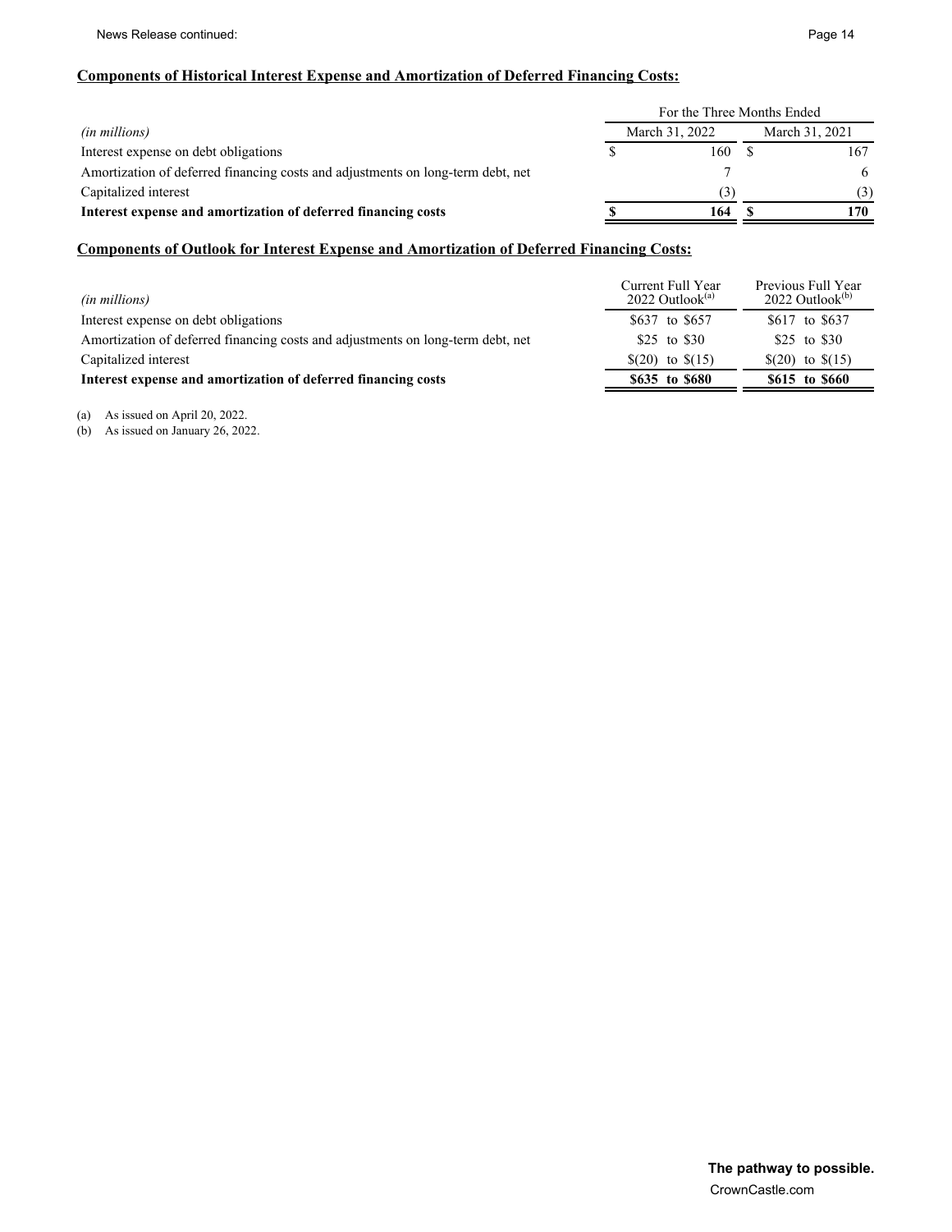**Components of Historical Interest Expense and Amortization of Deferred Financing Costs:**

| *(in millions)* | For the Three Months Ended March 31, 2022 | For the Three Months Ended March 31, 2021 |
|---|---|---|
| Interest expense on debt obligations | $ 160 | $ 167 |
| Amortization of deferred financing costs and adjustments on long-term debt, net | 7 | 6 |
| Capitalized interest | (3) | (3) |
| **Interest expense and amortization of deferred financing costs** | **$ 164** | **$ 170** |

**Components of Outlook for Interest Expense and Amortization of Deferred Financing Costs:**

| *(in millions)* | Current Full Year 2022 Outlook[(a)] | Previous Full Year 2022 Outlook[(b)] |
|---|---|---|
| Interest expense on debt obligations | $637 to $657 | $617 to $637 |
| Amortization of deferred financing costs and adjustments on long-term debt, net | $25 to $30 | $25 to $30 |
| Capitalized interest | $(20) to $(15) | $(20) to $(15) |
| **Interest expense and amortization of deferred financing costs** | **$635 to $680** | **$615 to $660** |

(a) As issued on April 20, 2022.

(b) As issued on January 26, 2022.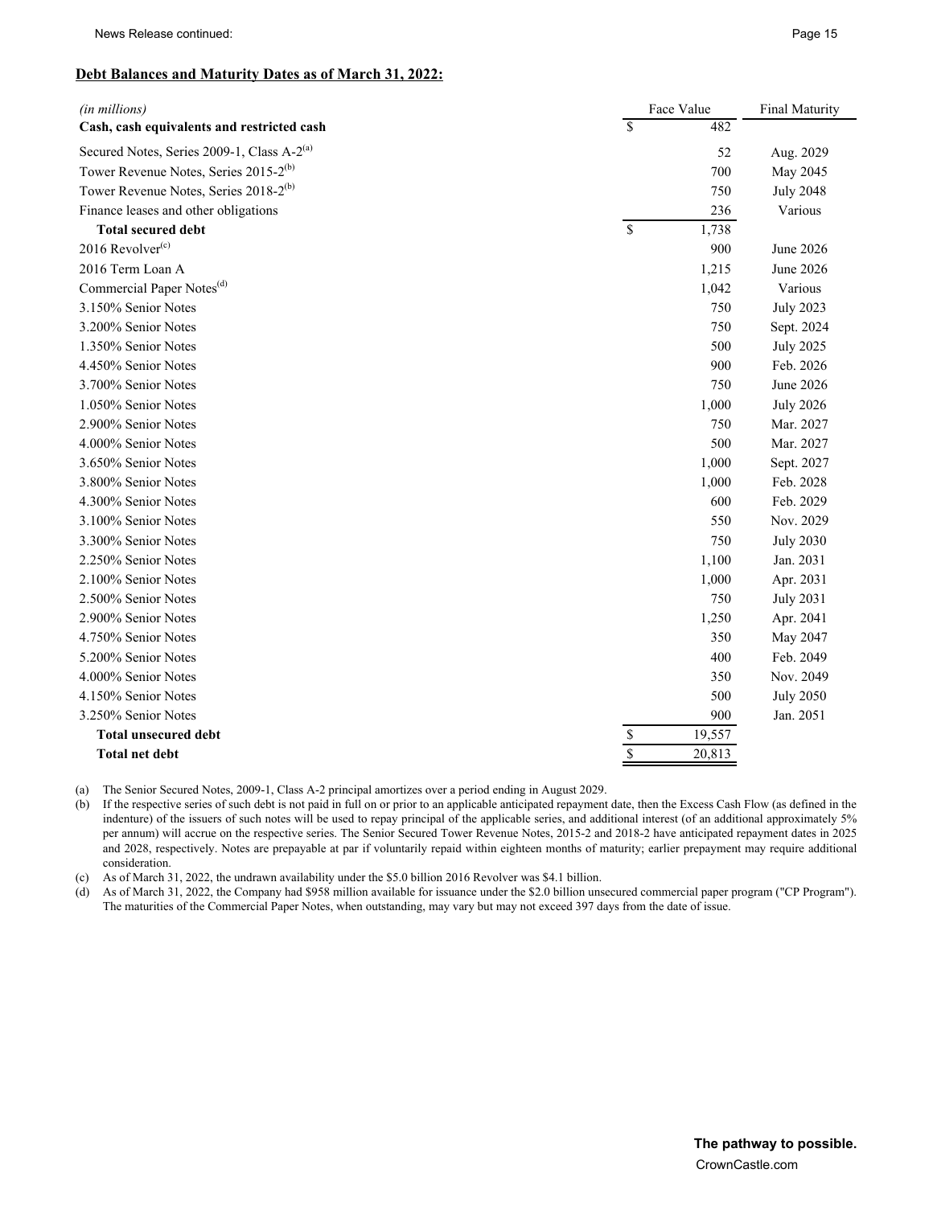**Debt Balances and Maturity Dates as of March 31, 2022:**

| *(in millions)* | Face Value | Final Maturity |
|---|---|---|
| **Cash, cash equivalents and restricted cash** | $ 482 | |
| Secured Notes, Series 2009-1, Class A-2[(a)] | 52 | Aug. 2029 |
| Tower Revenue Notes, Series 2015-2[(b)] | 700 | May 2045 |
| Tower Revenue Notes, Series 2018-2[(b)] | 750 | July 2048 |
| Finance leases and other obligations | 236 | Various |
| **Total secured debt** | $ 1,738 | |
| 2016 Revolver[(c)] | 900 | June 2026 |
| 2016 Term Loan A | 1,215 | June 2026 |
| Commercial Paper Notes[(d)] | 1,042 | Various |
| 3.150% Senior Notes | 750 | July 2023 |
| 3.200% Senior Notes | 750 | Sept. 2024 |
| 1.350% Senior Notes | 500 | July 2025 |
| 4.450% Senior Notes | 900 | Feb. 2026 |
| 3.700% Senior Notes | 750 | June 2026 |
| 1.050% Senior Notes | 1,000 | July 2026 |
| 2.900% Senior Notes | 750 | Mar. 2027 |
| 4.000% Senior Notes | 500 | Mar. 2027 |
| 3.650% Senior Notes | 1,000 | Sept. 2027 |
| 3.800% Senior Notes | 1,000 | Feb. 2028 |
| 4.300% Senior Notes | 600 | Feb. 2029 |
| 3.100% Senior Notes | 550 | Nov. 2029 |
| 3.300% Senior Notes | 750 | July 2030 |
| 2.250% Senior Notes | 1,100 | Jan. 2031 |
| 2.100% Senior Notes | 1,000 | Apr. 2031 |
| 2.500% Senior Notes | 750 | July 2031 |
| 2.900% Senior Notes | 1,250 | Apr. 2041 |
| 4.750% Senior Notes | 350 | May 2047 |
| 5.200% Senior Notes | 400 | Feb. 2049 |
| 4.000% Senior Notes | 350 | Nov. 2049 |
| 4.150% Senior Notes | 500 | July 2050 |
| 3.250% Senior Notes | 900 | Jan. 2051 |
| **Total unsecured debt** | $ 19,557 | |
| **Total net debt** | $ 20,813 | |

(a) The Senior Secured Notes, 2009-1, Class A-2 principal amortizes over a period ending in August 2029.

(b) If the respective series of such debt is not paid in full on or prior to an applicable anticipated repayment date, then the Excess Cash Flow (as defined in the indenture) of the issuers of such notes will be used to repay principal of the applicable series, and additional interest (of an additional approximately 5% per annum) will accrue on the respective series. The Senior Secured Tower Revenue Notes, 2015-2 and 2018-2 have anticipated repayment dates in 2025 and 2028, respectively. Notes are prepayable at par if voluntarily repaid within eighteen months of maturity; earlier prepayment may require additional consideration.

(c) As of March 31, 2022, the undrawn availability under the $5.0 billion 2016 Revolver was $4.1 billion.

(d) As of March 31, 2022, the Company had $958 million available for issuance under the $2.0 billion unsecured commercial paper program ("CP Program"). The maturities of the Commercial Paper Notes, when outstanding, may vary but may not exceed 397 days from the date of issue.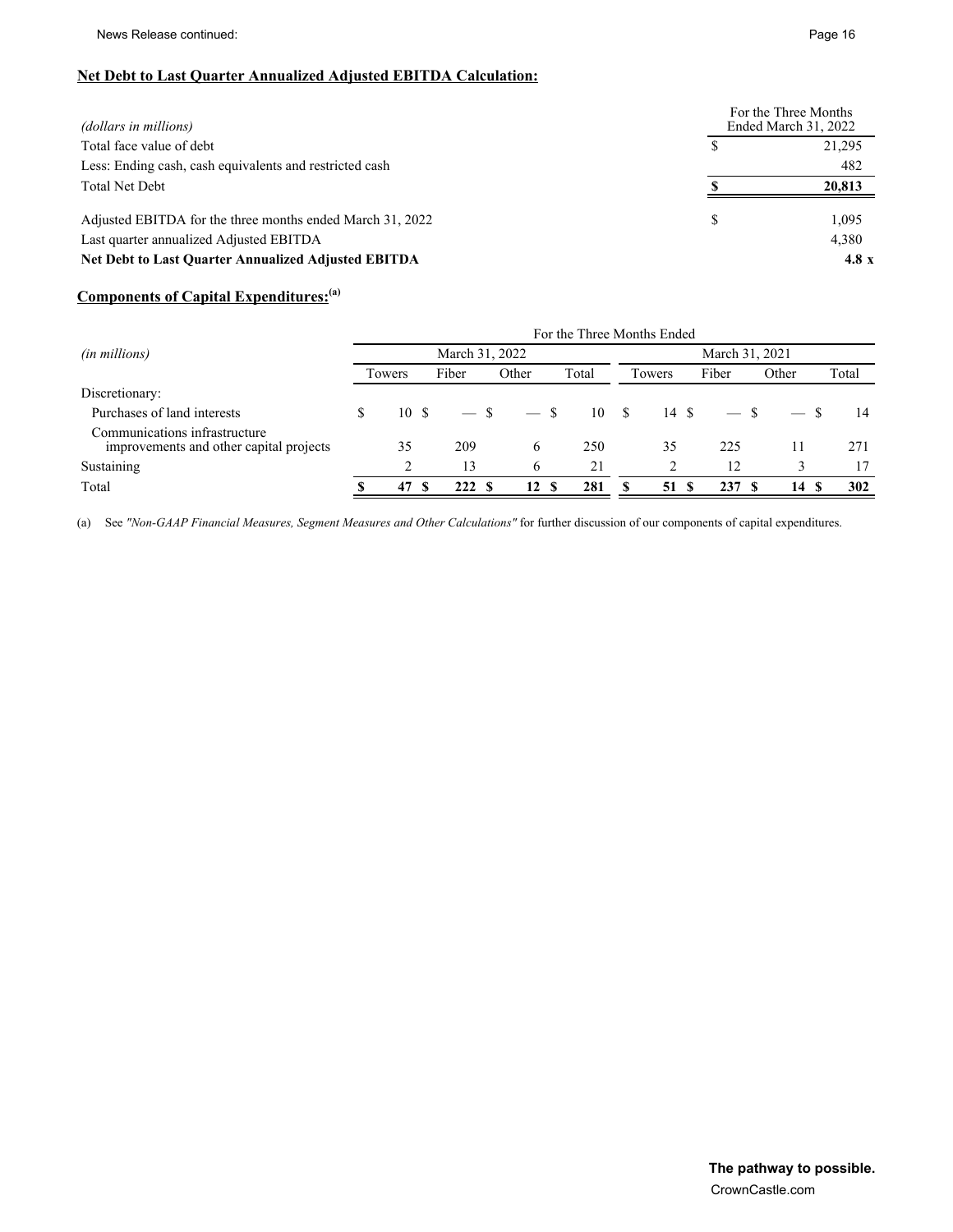**Net Debt to Last Quarter Annualized Adjusted EBITDA Calculation:**

| *(dollars in millions)* | For the Three Months Ended March 31, 2022 |
|---|---|
| Total face value of debt | $ 21,295 |
| Less: Ending cash, cash equivalents and restricted cash | 482 |
| Total Net Debt | **$ 20,813** |
| | |
| Adjusted EBITDA for the three months ended March 31, 2022 | $ 1,095 |
| Last quarter annualized Adjusted EBITDA | 4,380 |
| **Net Debt to Last Quarter Annualized Adjusted EBITDA** | **4.8 x** |

**Components of Capital Expenditures:**[(a)]

| *(in millions)* | For the Three Months Ended | | | | | | | |
|---|---|---|---|---|---|---|---|---|
| | March 31, 2022 | | | | March 31, 2021 | | | |
| | Towers | Fiber | Other | Total | Towers | Fiber | Other | Total |
| Discretionary: | | | | | | | | |
| Purchases of land interests | $ 10 | $ — | $ — | $ 10 | $ 14 | $ — | $ — | $ 14 |
| Communications infrastructure improvements and other capital projects | 35 | 209 | 6 | 250 | 35 | 225 | 11 | 271 |
| Sustaining | 2 | 13 | 6 | 21 | 2 | 12 | 3 | 17 |
| Total | **$ 47** | **$ 222** | **$ 12** | **$ 281** | **$ 51** | **$ 237** | **$ 14** | **$ 302** |

(a) See *"Non-GAAP Financial Measures, Segment Measures and Other Calculations"* for further discussion of our components of capital expenditures.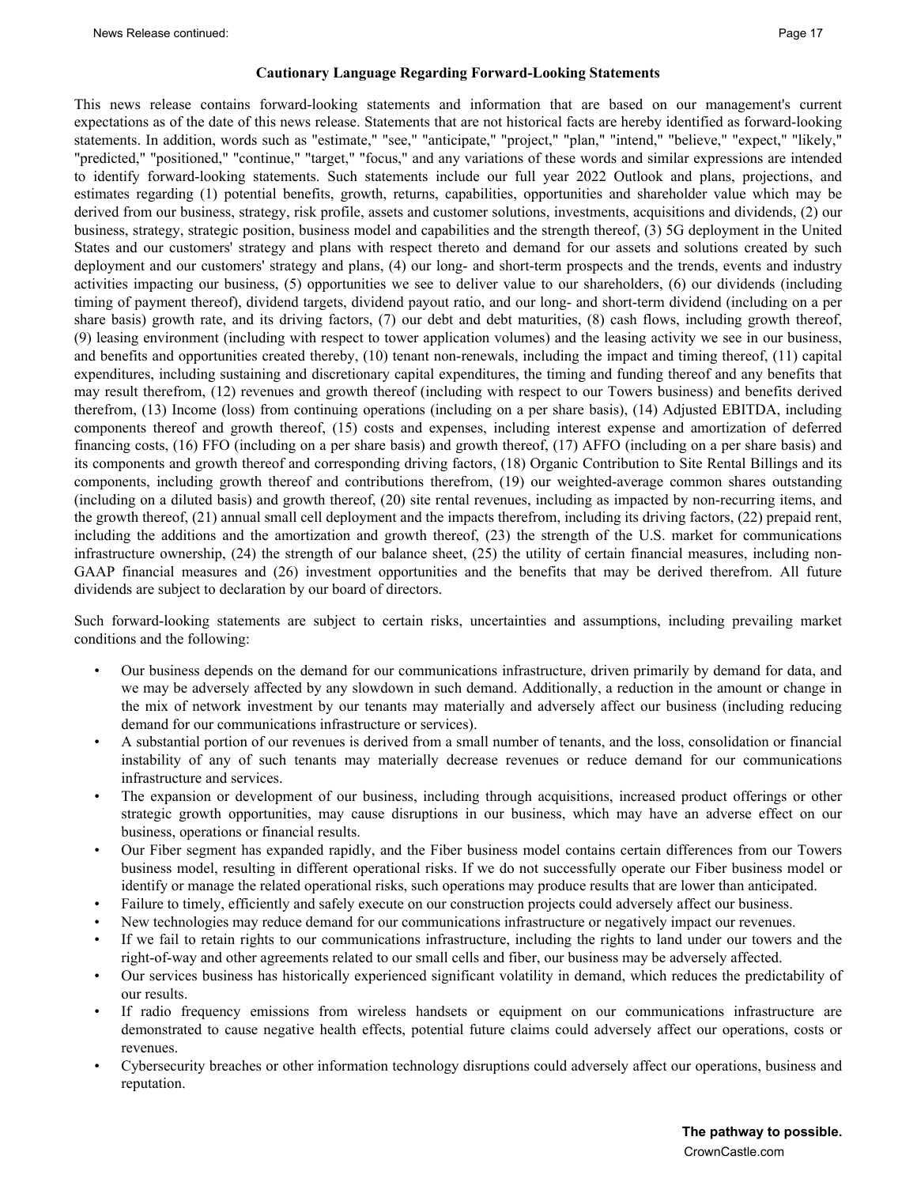## Cautionary Language Regarding Forward-Looking Statements

This news release contains forward-looking statements and information that are based on our management's current expectations as of the date of this news release. Statements that are not historical facts are hereby identified as forward-looking statements. In addition, words such as "estimate," "see," "anticipate," "project," "plan," "intend," "believe," "expect," "likely," "predicted," "positioned," "continue," "target," "focus," and any variations of these words and similar expressions are intended to identify forward-looking statements. Such statements include our full year 2022 Outlook and plans, projections, and estimates regarding (1) potential benefits, growth, returns, capabilities, opportunities and shareholder value which may be derived from our business, strategy, risk profile, assets and customer solutions, investments, acquisitions and dividends, (2) our business, strategy, strategic position, business model and capabilities and the strength thereof, (3) 5G deployment in the United States and our customers' strategy and plans with respect thereto and demand for our assets and solutions created by such deployment and our customers' strategy and plans, (4) our long- and short-term prospects and the trends, events and industry activities impacting our business, (5) opportunities we see to deliver value to our shareholders, (6) our dividends (including timing of payment thereof), dividend targets, dividend payout ratio, and our long- and short-term dividend (including on a per share basis) growth rate, and its driving factors, (7) our debt and debt maturities, (8) cash flows, including growth thereof, (9) leasing environment (including with respect to tower application volumes) and the leasing activity we see in our business, and benefits and opportunities created thereby, (10) tenant non-renewals, including the impact and timing thereof, (11) capital expenditures, including sustaining and discretionary capital expenditures, the timing and funding thereof and any benefits that may result therefrom, (12) revenues and growth thereof (including with respect to our Towers business) and benefits derived therefrom, (13) Income (loss) from continuing operations (including on a per share basis), (14) Adjusted EBITDA, including components thereof and growth thereof, (15) costs and expenses, including interest expense and amortization of deferred financing costs, (16) FFO (including on a per share basis) and growth thereof, (17) AFFO (including on a per share basis) and its components and growth thereof and corresponding driving factors, (18) Organic Contribution to Site Rental Billings and its components, including growth thereof and contributions therefrom, (19) our weighted-average common shares outstanding (including on a diluted basis) and growth thereof, (20) site rental revenues, including as impacted by non-recurring items, and the growth thereof, (21) annual small cell deployment and the impacts therefrom, including its driving factors, (22) prepaid rent, including the additions and the amortization and growth thereof, (23) the strength of the U.S. market for communications infrastructure ownership, (24) the strength of our balance sheet, (25) the utility of certain financial measures, including non-GAAP financial measures and (26) investment opportunities and the benefits that may be derived therefrom. All future dividends are subject to declaration by our board of directors.

Such forward-looking statements are subject to certain risks, uncertainties and assumptions, including prevailing market conditions and the following:

- Our business depends on the demand for our communications infrastructure, driven primarily by demand for data, and we may be adversely affected by any slowdown in such demand. Additionally, a reduction in the amount or change in the mix of network investment by our tenants may materially and adversely affect our business (including reducing demand for our communications infrastructure or services).
- A substantial portion of our revenues is derived from a small number of tenants, and the loss, consolidation or financial instability of any of such tenants may materially decrease revenues or reduce demand for our communications infrastructure and services.
- The expansion or development of our business, including through acquisitions, increased product offerings or other strategic growth opportunities, may cause disruptions in our business, which may have an adverse effect on our business, operations or financial results.
- Our Fiber segment has expanded rapidly, and the Fiber business model contains certain differences from our Towers business model, resulting in different operational risks. If we do not successfully operate our Fiber business model or identify or manage the related operational risks, such operations may produce results that are lower than anticipated.
- Failure to timely, efficiently and safely execute on our construction projects could adversely affect our business.
- New technologies may reduce demand for our communications infrastructure or negatively impact our revenues.
- If we fail to retain rights to our communications infrastructure, including the rights to land under our towers and the right-of-way and other agreements related to our small cells and fiber, our business may be adversely affected.
- Our services business has historically experienced significant volatility in demand, which reduces the predictability of our results.
- If radio frequency emissions from wireless handsets or equipment on our communications infrastructure are demonstrated to cause negative health effects, potential future claims could adversely affect our operations, costs or revenues.
- Cybersecurity breaches or other information technology disruptions could adversely affect our operations, business and reputation.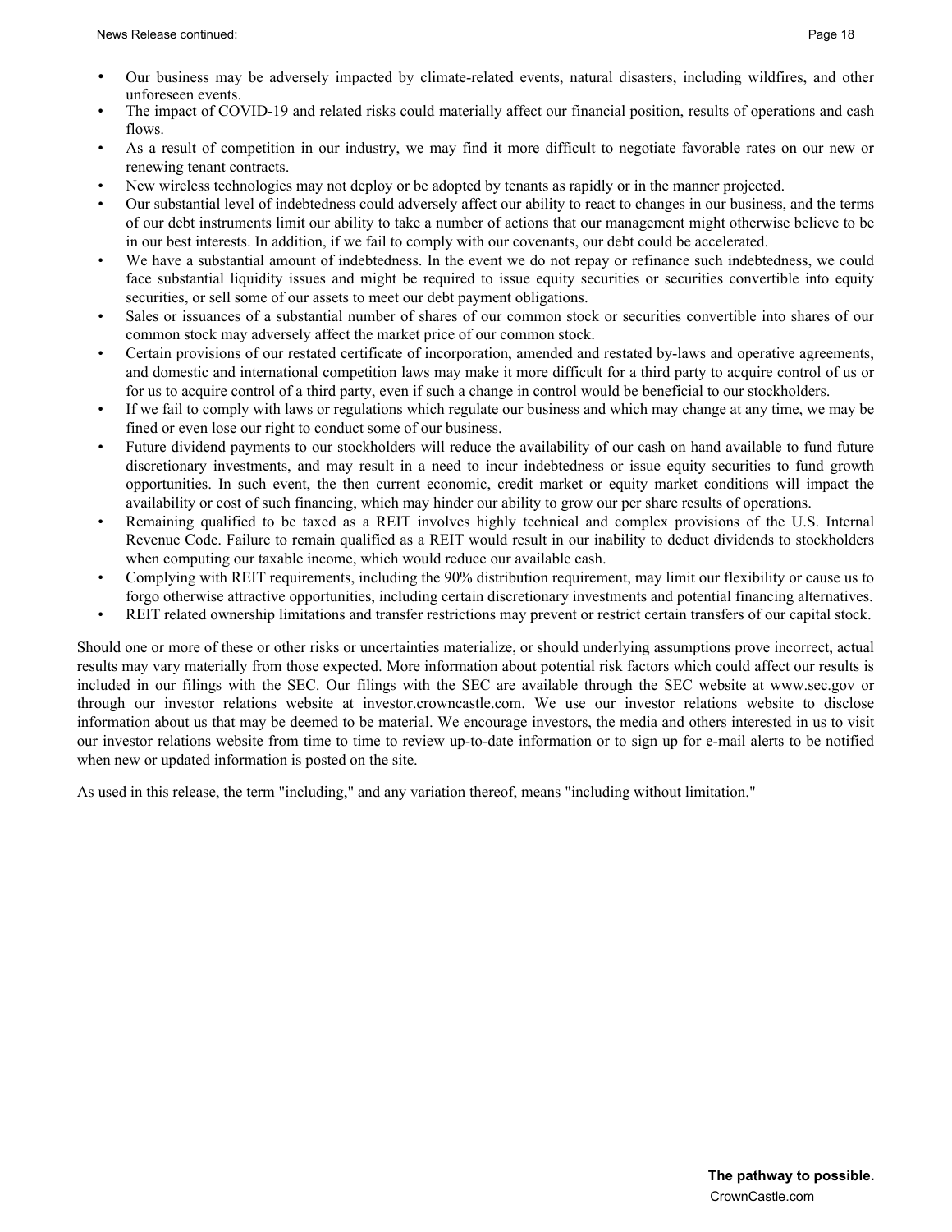- Our business may be adversely impacted by climate-related events, natural disasters, including wildfires, and other unforeseen events.
- The impact of COVID-19 and related risks could materially affect our financial position, results of operations and cash flows.
- As a result of competition in our industry, we may find it more difficult to negotiate favorable rates on our new or renewing tenant contracts.
- New wireless technologies may not deploy or be adopted by tenants as rapidly or in the manner projected.
- Our substantial level of indebtedness could adversely affect our ability to react to changes in our business, and the terms of our debt instruments limit our ability to take a number of actions that our management might otherwise believe to be in our best interests. In addition, if we fail to comply with our covenants, our debt could be accelerated.
- We have a substantial amount of indebtedness. In the event we do not repay or refinance such indebtedness, we could face substantial liquidity issues and might be required to issue equity securities or securities convertible into equity securities, or sell some of our assets to meet our debt payment obligations.
- Sales or issuances of a substantial number of shares of our common stock or securities convertible into shares of our common stock may adversely affect the market price of our common stock.
- Certain provisions of our restated certificate of incorporation, amended and restated by-laws and operative agreements, and domestic and international competition laws may make it more difficult for a third party to acquire control of us or for us to acquire control of a third party, even if such a change in control would be beneficial to our stockholders.
- If we fail to comply with laws or regulations which regulate our business and which may change at any time, we may be fined or even lose our right to conduct some of our business.
- Future dividend payments to our stockholders will reduce the availability of our cash on hand available to fund future discretionary investments, and may result in a need to incur indebtedness or issue equity securities to fund growth opportunities. In such event, the then current economic, credit market or equity market conditions will impact the availability or cost of such financing, which may hinder our ability to grow our per share results of operations.
- Remaining qualified to be taxed as a REIT involves highly technical and complex provisions of the U.S. Internal Revenue Code. Failure to remain qualified as a REIT would result in our inability to deduct dividends to stockholders when computing our taxable income, which would reduce our available cash.
- Complying with REIT requirements, including the 90% distribution requirement, may limit our flexibility or cause us to forgo otherwise attractive opportunities, including certain discretionary investments and potential financing alternatives.
- REIT related ownership limitations and transfer restrictions may prevent or restrict certain transfers of our capital stock.

Should one or more of these or other risks or uncertainties materialize, or should underlying assumptions prove incorrect, actual results may vary materially from those expected. More information about potential risk factors which could affect our results is included in our filings with the SEC. Our filings with the SEC are available through the SEC website at www.sec.gov or through our investor relations website at investor.crowncastle.com. We use our investor relations website to disclose information about us that may be deemed to be material. We encourage investors, the media and others interested in us to visit our investor relations website from time to time to review up-to-date information or to sign up for e-mail alerts to be notified when new or updated information is posted on the site.

As used in this release, the term "including," and any variation thereof, means "including without limitation."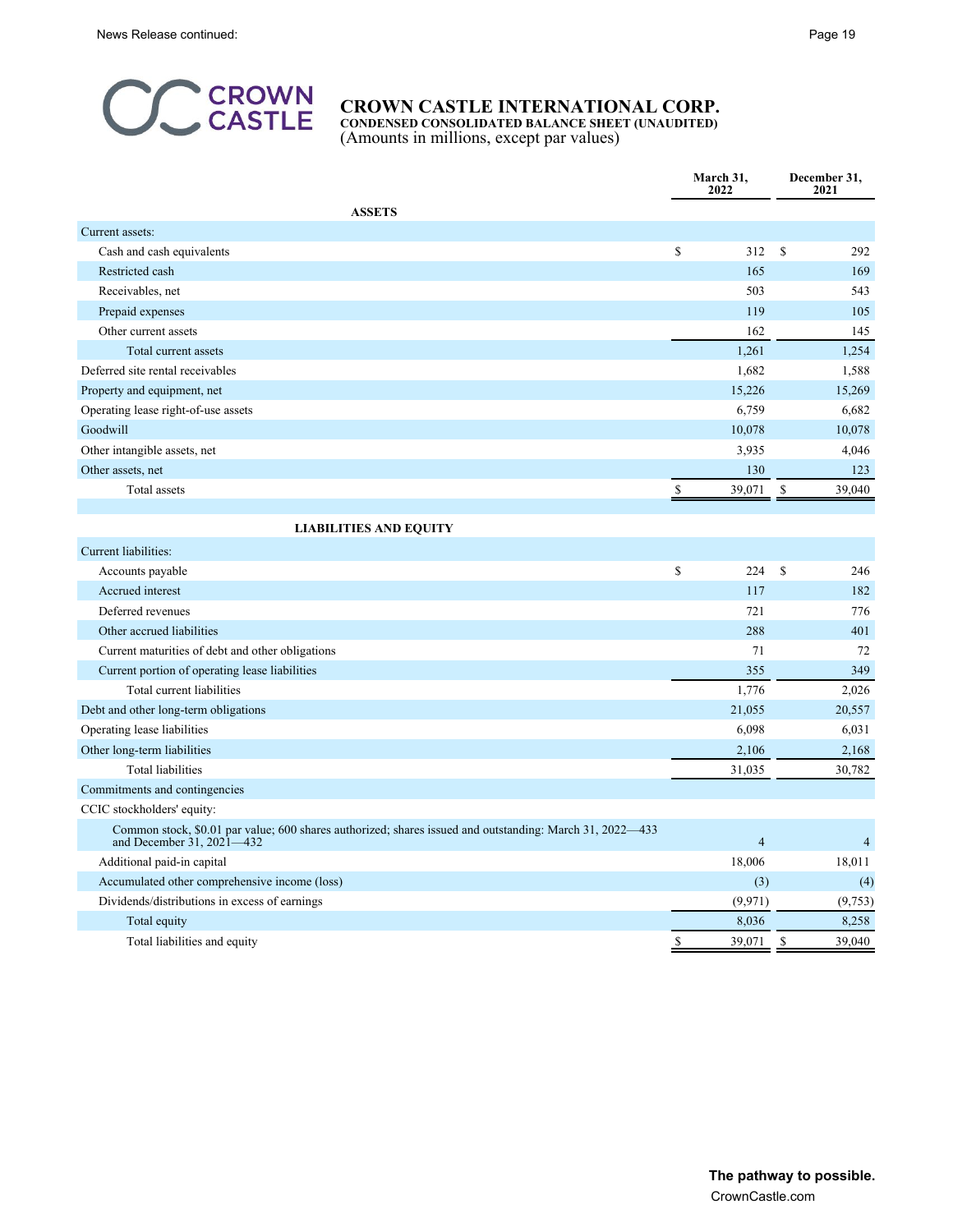# CROWN CASTLE INTERNATIONAL CORP.

**CONDENSED CONSOLIDATED BALANCE SHEET (UNAUDITED)**

(Amounts in millions, except par values)

| | March 31, 2022 | December 31, 2021 |
|---|---|---|
| **ASSETS** | | |
| Current assets: | | |
| Cash and cash equivalents | $ 312 | $ 292 |
| Restricted cash | 165 | 169 |
| Receivables, net | 503 | 543 |
| Prepaid expenses | 119 | 105 |
| Other current assets | 162 | 145 |
| Total current assets | 1,261 | 1,254 |
| Deferred site rental receivables | 1,682 | 1,588 |
| Property and equipment, net | 15,226 | 15,269 |
| Operating lease right-of-use assets | 6,759 | 6,682 |
| Goodwill | 10,078 | 10,078 |
| Other intangible assets, net | 3,935 | 4,046 |
| Other assets, net | 130 | 123 |
| Total assets | $ 39,071 | $ 39,040 |
| **LIABILITIES AND EQUITY** | | |
| Current liabilities: | | |
| Accounts payable | $ 224 | $ 246 |
| Accrued interest | 117 | 182 |
| Deferred revenues | 721 | 776 |
| Other accrued liabilities | 288 | 401 |
| Current maturities of debt and other obligations | 71 | 72 |
| Current portion of operating lease liabilities | 355 | 349 |
| Total current liabilities | 1,776 | 2,026 |
| Debt and other long-term obligations | 21,055 | 20,557 |
| Operating lease liabilities | 6,098 | 6,031 |
| Other long-term liabilities | 2,106 | 2,168 |
| Total liabilities | 31,035 | 30,782 |
| Commitments and contingencies | | |
| CCIC stockholders' equity: | | |
| Common stock, $0.01 par value; 600 shares authorized; shares issued and outstanding: March 31, 2022—433 and December 31, 2021—432 | 4 | 4 |
| Additional paid-in capital | 18,006 | 18,011 |
| Accumulated other comprehensive income (loss) | (3) | (4) |
| Dividends/distributions in excess of earnings | (9,971) | (9,753) |
| Total equity | 8,036 | 8,258 |
| Total liabilities and equity | $ 39,071 | $ 39,040 |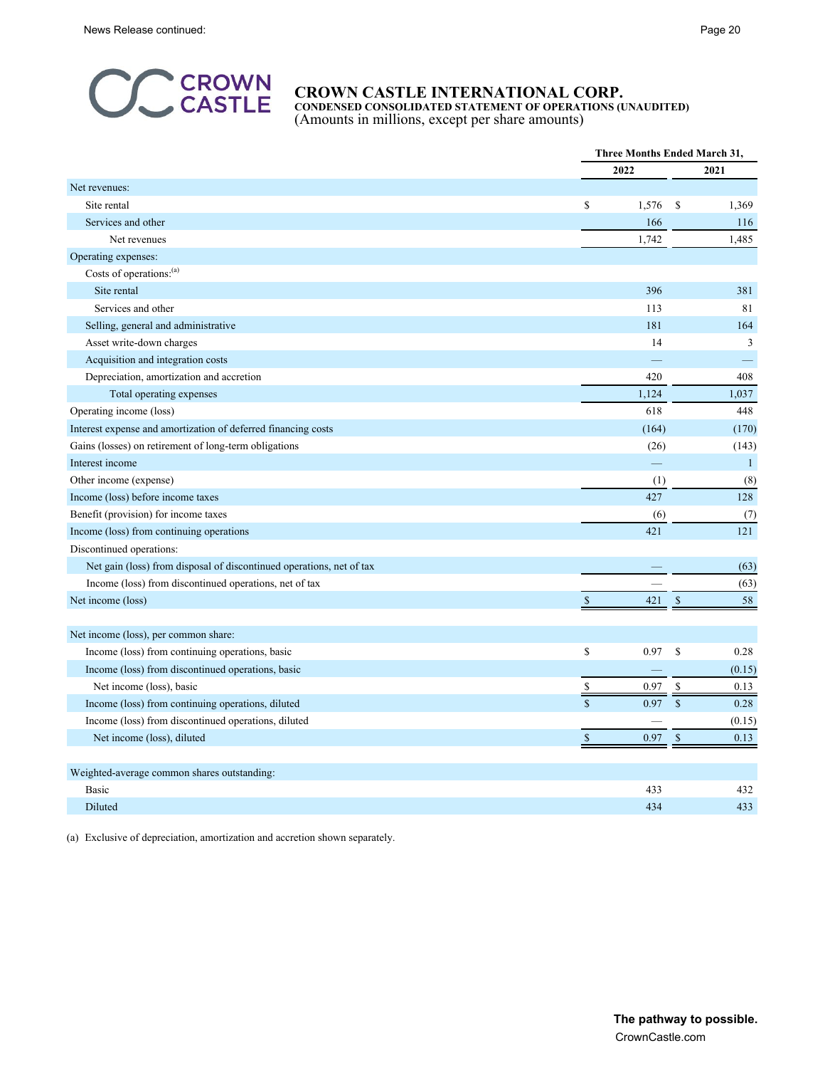# CROWN CASTLE INTERNATIONAL CORP.

**CONDENSED CONSOLIDATED STATEMENT OF OPERATIONS (UNAUDITED)**
(Amounts in millions, except per share amounts)

| | Three Months Ended March 31, | |
|---|---|---|
| | **2022** | **2021** |
| Net revenues: | | |
| Site rental | $ 1,576 | $ 1,369 |
| Services and other | 166 | 116 |
| Net revenues | 1,742 | 1,485 |
| Operating expenses: | | |
| Costs of operations:[(a)] | | |
| Site rental | 396 | 381 |
| Services and other | 113 | 81 |
| Selling, general and administrative | 181 | 164 |
| Asset write-down charges | 14 | 3 |
| Acquisition and integration costs | — | — |
| Depreciation, amortization and accretion | 420 | 408 |
| Total operating expenses | 1,124 | 1,037 |
| Operating income (loss) | 618 | 448 |
| Interest expense and amortization of deferred financing costs | (164) | (170) |
| Gains (losses) on retirement of long-term obligations | (26) | (143) |
| Interest income | — | 1 |
| Other income (expense) | (1) | (8) |
| Income (loss) before income taxes | 427 | 128 |
| Benefit (provision) for income taxes | (6) | (7) |
| Income (loss) from continuing operations | 421 | 121 |
| Discontinued operations: | | |
| Net gain (loss) from disposal of discontinued operations, net of tax | — | (63) |
| Income (loss) from discontinued operations, net of tax | — | (63) |
| Net income (loss) | $ 421 | $ 58 |
| | | |
| Net income (loss), per common share: | | |
| Income (loss) from continuing operations, basic | $ 0.97 | $ 0.28 |
| Income (loss) from discontinued operations, basic | — | (0.15) |
| Net income (loss), basic | $ 0.97 | $ 0.13 |
| Income (loss) from continuing operations, diluted | $ 0.97 | $ 0.28 |
| Income (loss) from discontinued operations, diluted | — | (0.15) |
| Net income (loss), diluted | $ 0.97 | $ 0.13 |
| | | |
| Weighted-average common shares outstanding: | | |
| Basic | 433 | 432 |
| Diluted | 434 | 433 |

(a) Exclusive of depreciation, amortization and accretion shown separately.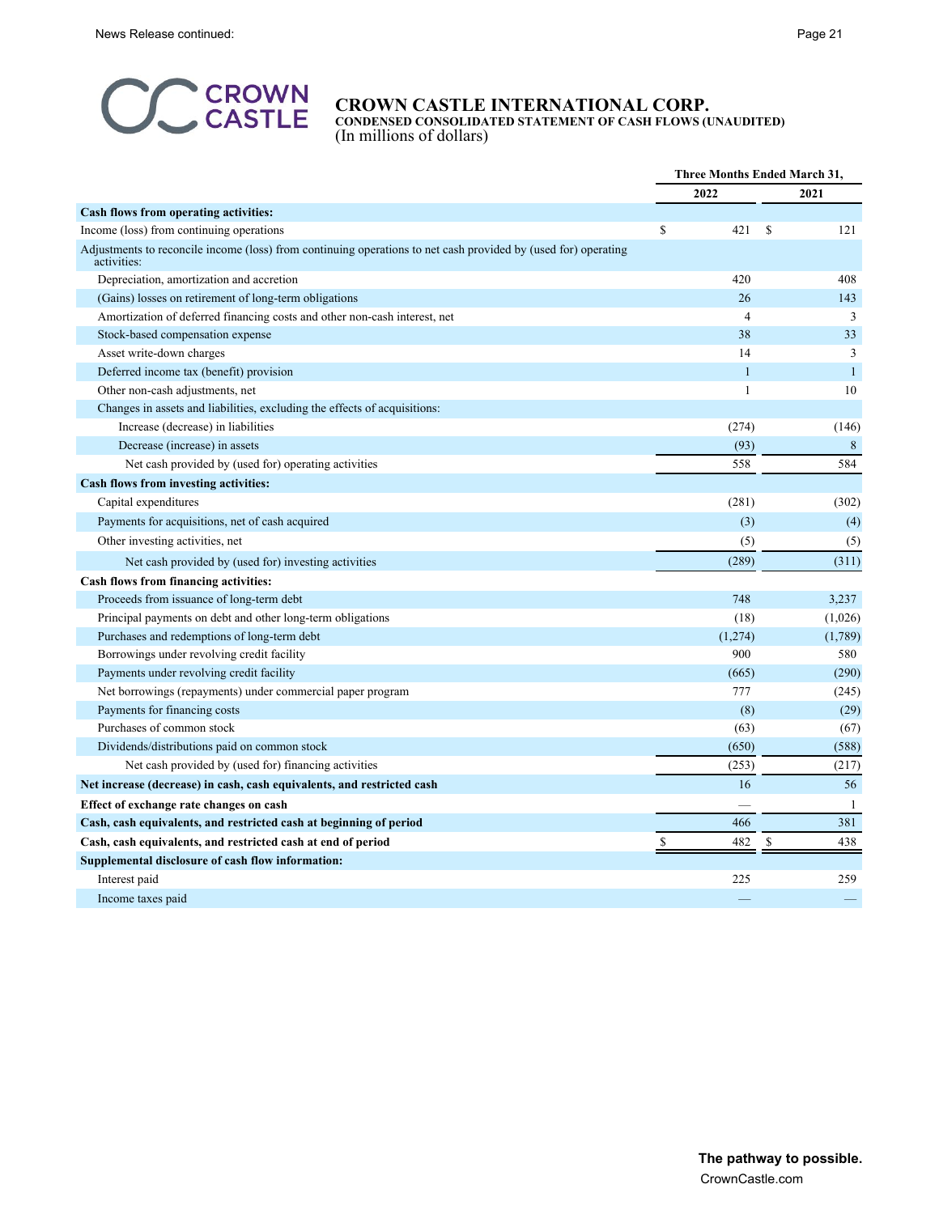# CROWN CASTLE INTERNATIONAL CORP.

**CONDENSED CONSOLIDATED STATEMENT OF CASH FLOWS (UNAUDITED)**

(In millions of dollars)

| | Three Months Ended March 31, | |
|---|---|---|
| | 2022 | 2021 |
| **Cash flows from operating activities:** | | |
| Income (loss) from continuing operations | $ 421 | $ 121 |
| Adjustments to reconcile income (loss) from continuing operations to net cash provided by (used for) operating activities: | | |
| Depreciation, amortization and accretion | 420 | 408 |
| (Gains) losses on retirement of long-term obligations | 26 | 143 |
| Amortization of deferred financing costs and other non-cash interest, net | 4 | 3 |
| Stock-based compensation expense | 38 | 33 |
| Asset write-down charges | 14 | 3 |
| Deferred income tax (benefit) provision | 1 | 1 |
| Other non-cash adjustments, net | 1 | 10 |
| Changes in assets and liabilities, excluding the effects of acquisitions: | | |
| Increase (decrease) in liabilities | (274) | (146) |
| Decrease (increase) in assets | (93) | 8 |
| Net cash provided by (used for) operating activities | 558 | 584 |
| **Cash flows from investing activities:** | | |
| Capital expenditures | (281) | (302) |
| Payments for acquisitions, net of cash acquired | (3) | (4) |
| Other investing activities, net | (5) | (5) |
| Net cash provided by (used for) investing activities | (289) | (311) |
| **Cash flows from financing activities:** | | |
| Proceeds from issuance of long-term debt | 748 | 3,237 |
| Principal payments on debt and other long-term obligations | (18) | (1,026) |
| Purchases and redemptions of long-term debt | (1,274) | (1,789) |
| Borrowings under revolving credit facility | 900 | 580 |
| Payments under revolving credit facility | (665) | (290) |
| Net borrowings (repayments) under commercial paper program | 777 | (245) |
| Payments for financing costs | (8) | (29) |
| Purchases of common stock | (63) | (67) |
| Dividends/distributions paid on common stock | (650) | (588) |
| Net cash provided by (used for) financing activities | (253) | (217) |
| **Net increase (decrease) in cash, cash equivalents, and restricted cash** | 16 | 56 |
| **Effect of exchange rate changes on cash** | — | 1 |
| **Cash, cash equivalents, and restricted cash at beginning of period** | 466 | 381 |
| **Cash, cash equivalents, and restricted cash at end of period** | $ 482 | $ 438 |
| **Supplemental disclosure of cash flow information:** | | |
| Interest paid | 225 | 259 |
| Income taxes paid | — | — |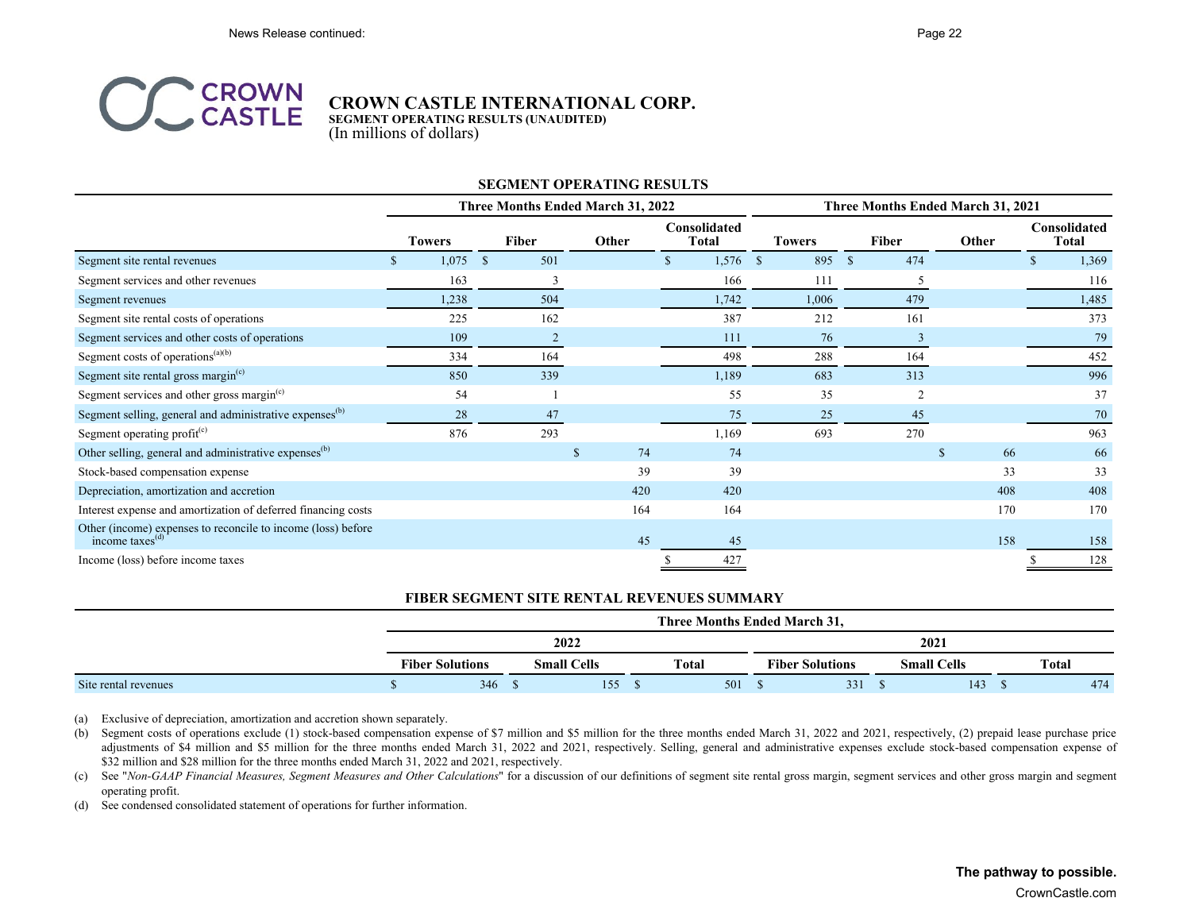# CROWN CASTLE INTERNATIONAL CORP.

**SEGMENT OPERATING RESULTS (UNAUDITED)**

(In millions of dollars)

### SEGMENT OPERATING RESULTS

| | Three Months Ended March 31, 2022 | | | | Three Months Ended March 31, 2021 | | | |
|---|---|---|---|---|---|---|---|---|
| | Towers | Fiber | Other | Consolidated Total | Towers | Fiber | Other | Consolidated Total |
| Segment site rental revenues | $ 1,075 | $ 501 | | $ 1,576 | $ 895 | $ 474 | | $ 1,369 |
| Segment services and other revenues | 163 | 3 | | 166 | 111 | 5 | | 116 |
| Segment revenues | 1,238 | 504 | | 1,742 | 1,006 | 479 | | 1,485 |
| Segment site rental costs of operations | 225 | 162 | | 387 | 212 | 161 | | 373 |
| Segment services and other costs of operations | 109 | 2 | | 111 | 76 | 3 | | 79 |
| Segment costs of operations[(a)(b)] | 334 | 164 | | 498 | 288 | 164 | | 452 |
| Segment site rental gross margin[(c)] | 850 | 339 | | 1,189 | 683 | 313 | | 996 |
| Segment services and other gross margin[(c)] | 54 | 1 | | 55 | 35 | 2 | | 37 |
| Segment selling, general and administrative expenses[(b)] | 28 | 47 | | 75 | 25 | 45 | | 70 |
| Segment operating profit[(c)] | 876 | 293 | | 1,169 | 693 | 270 | | 963 |
| Other selling, general and administrative expenses[(b)] | | | $ 74 | 74 | | | $ 66 | 66 |
| Stock-based compensation expense | | | 39 | 39 | | | 33 | 33 |
| Depreciation, amortization and accretion | | | 420 | 420 | | | 408 | 408 |
| Interest expense and amortization of deferred financing costs | | | 164 | 164 | | | 170 | 170 |
| Other (income) expenses to reconcile to income (loss) before income taxes[(d)] | | | 45 | 45 | | | 158 | 158 |
| Income (loss) before income taxes | | | | $ 427 | | | | $ 128 |

### FIBER SEGMENT SITE RENTAL REVENUES SUMMARY

| | Three Months Ended March 31, | | | | | |
|---|---|---|---|---|---|---|
| | 2022 | | | 2021 | | |
| | Fiber Solutions | Small Cells | Total | Fiber Solutions | Small Cells | Total |
| Site rental revenues | $ 346 | $ 155 | $ 501 | $ 331 | $ 143 | $ 474 |

(a) Exclusive of depreciation, amortization and accretion shown separately.

(b) Segment costs of operations exclude (1) stock-based compensation expense of $7 million and $5 million for the three months ended March 31, 2022 and 2021, respectively, (2) prepaid lease purchase price adjustments of $4 million and $5 million for the three months ended March 31, 2022 and 2021, respectively. Selling, general and administrative expenses exclude stock-based compensation expense of $32 million and $28 million for the three months ended March 31, 2022 and 2021, respectively.

(c) See "*Non-GAAP Financial Measures, Segment Measures and Other Calculations*" for a discussion of our definitions of segment site rental gross margin, segment services and other gross margin and segment operating profit.

(d) See condensed consolidated statement of operations for further information.

**The pathway to possible.**

CrownCastle.com